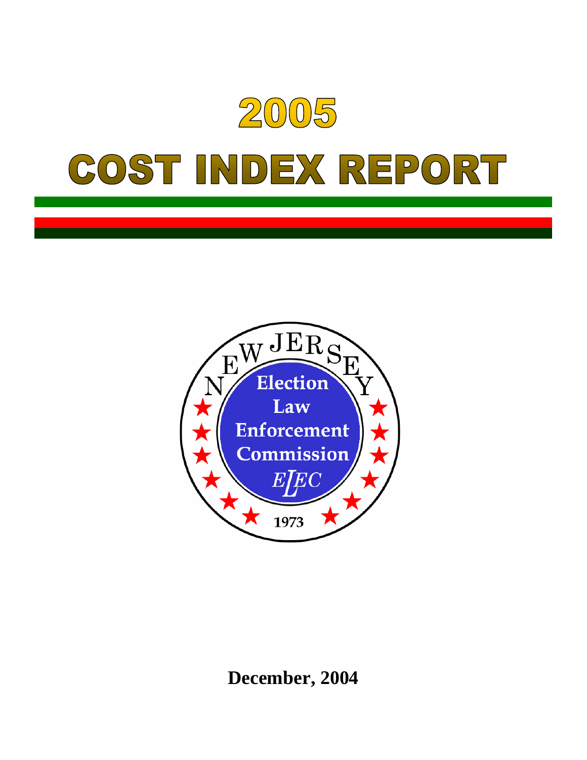# 2005

# COST INDEX REPORT

NEW JERSEY

Election Law Enforcement Commission

ELEC

1973

**December, 2004**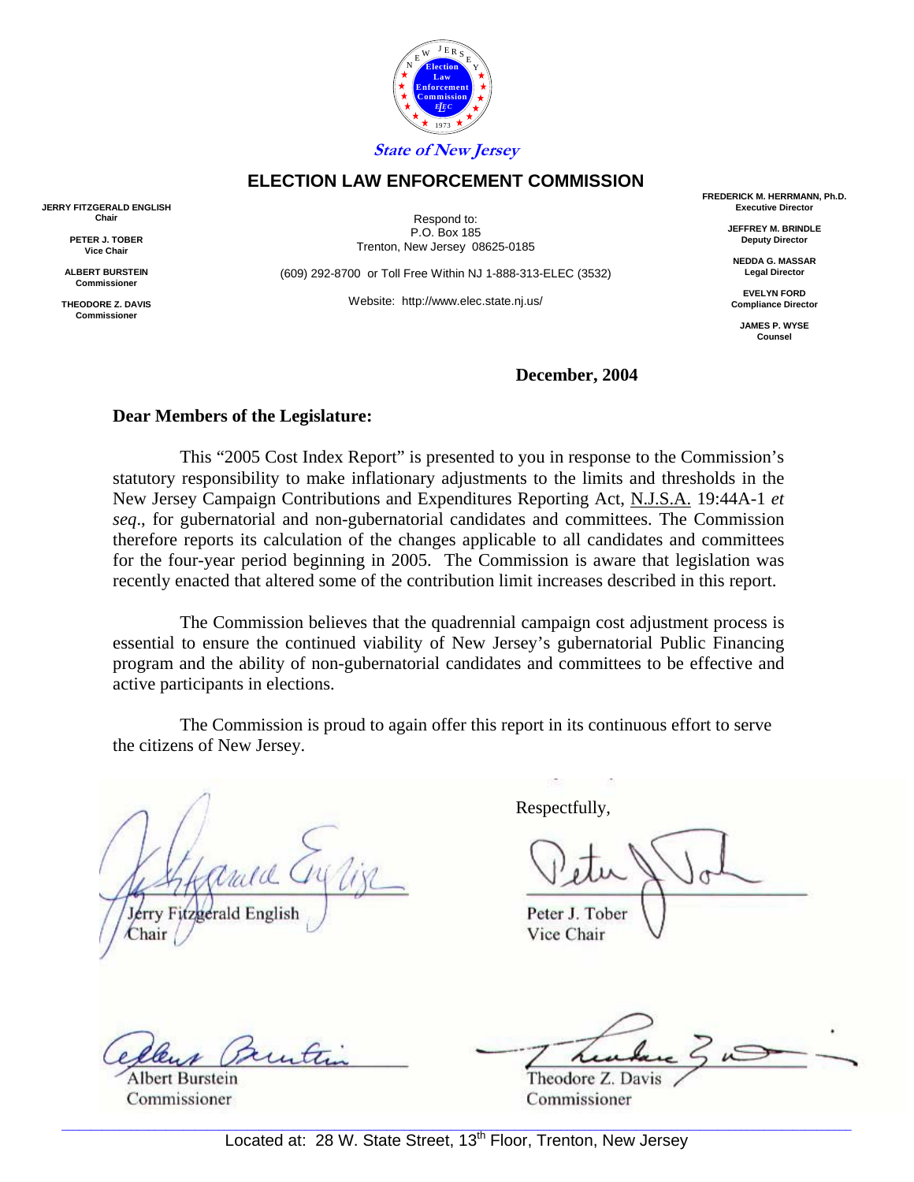**State of New Jersey**

## ELECTION LAW ENFORCEMENT COMMISSION

**JERRY FITZGERALD ENGLISH**
**Chair**

**PETER J. TOBER**
**Vice Chair**

**ALBERT BURSTEIN**
**Commissioner**

**THEODORE Z. DAVIS**
**Commissioner**

Respond to:
P.O. Box 185
Trenton, New Jersey 08625-0185

(609) 292-8700 or Toll Free Within NJ 1-888-313-ELEC (3532)

Website: http://www.elec.state.nj.us/

**FREDERICK M. HERRMANN, Ph.D.**
**Executive Director**

**JEFFREY M. BRINDLE**
**Deputy Director**

**NEDDA G. MASSAR**
**Legal Director**

**EVELYN FORD**
**Compliance Director**

**JAMES P. WYSE**
**Counsel**

**December, 2004**

**Dear Members of the Legislature:**

This "2005 Cost Index Report" is presented to you in response to the Commission's statutory responsibility to make inflationary adjustments to the limits and thresholds in the New Jersey Campaign Contributions and Expenditures Reporting Act, N.J.S.A. 19:44A-1 *et seq*., for gubernatorial and non-gubernatorial candidates and committees. The Commission therefore reports its calculation of the changes applicable to all candidates and committees for the four-year period beginning in 2005. The Commission is aware that legislation was recently enacted that altered some of the contribution limit increases described in this report.

The Commission believes that the quadrennial campaign cost adjustment process is essential to ensure the continued viability of New Jersey's gubernatorial Public Financing program and the ability of non-gubernatorial candidates and committees to be effective and active participants in elections.

The Commission is proud to again offer this report in its continuous effort to serve the citizens of New Jersey.

Respectfully,

Jerry Fitzgerald English
Chair

Peter J. Tober
Vice Chair

Albert Burstein
Commissioner

Theodore Z. Davis
Commissioner

Located at: 28 W. State Street, 13th Floor, Trenton, New Jersey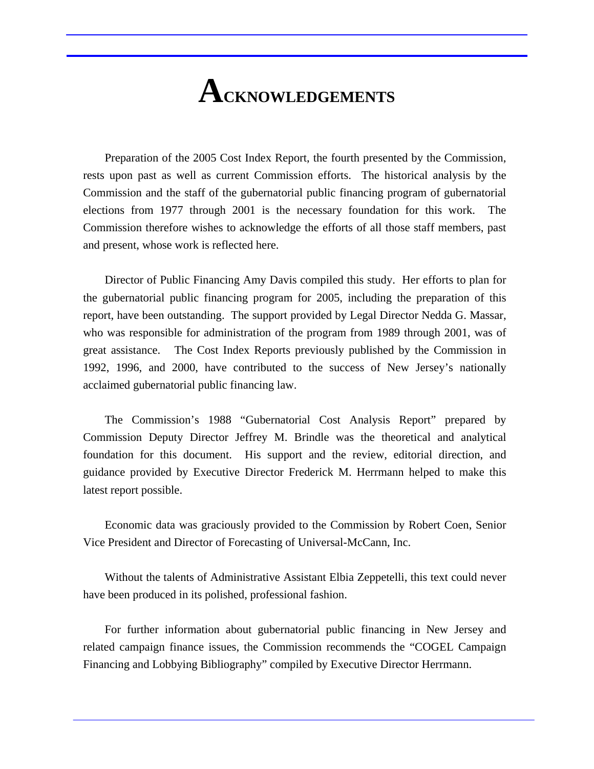# ACKNOWLEDGEMENTS

Preparation of the 2005 Cost Index Report, the fourth presented by the Commission, rests upon past as well as current Commission efforts. The historical analysis by the Commission and the staff of the gubernatorial public financing program of gubernatorial elections from 1977 through 2001 is the necessary foundation for this work. The Commission therefore wishes to acknowledge the efforts of all those staff members, past and present, whose work is reflected here.

Director of Public Financing Amy Davis compiled this study. Her efforts to plan for the gubernatorial public financing program for 2005, including the preparation of this report, have been outstanding. The support provided by Legal Director Nedda G. Massar, who was responsible for administration of the program from 1989 through 2001, was of great assistance. The Cost Index Reports previously published by the Commission in 1992, 1996, and 2000, have contributed to the success of New Jersey's nationally acclaimed gubernatorial public financing law.

The Commission's 1988 "Gubernatorial Cost Analysis Report" prepared by Commission Deputy Director Jeffrey M. Brindle was the theoretical and analytical foundation for this document. His support and the review, editorial direction, and guidance provided by Executive Director Frederick M. Herrmann helped to make this latest report possible.

Economic data was graciously provided to the Commission by Robert Coen, Senior Vice President and Director of Forecasting of Universal-McCann, Inc.

Without the talents of Administrative Assistant Elbia Zeppetelli, this text could never have been produced in its polished, professional fashion.

For further information about gubernatorial public financing in New Jersey and related campaign finance issues, the Commission recommends the "COGEL Campaign Financing and Lobbying Bibliography" compiled by Executive Director Herrmann.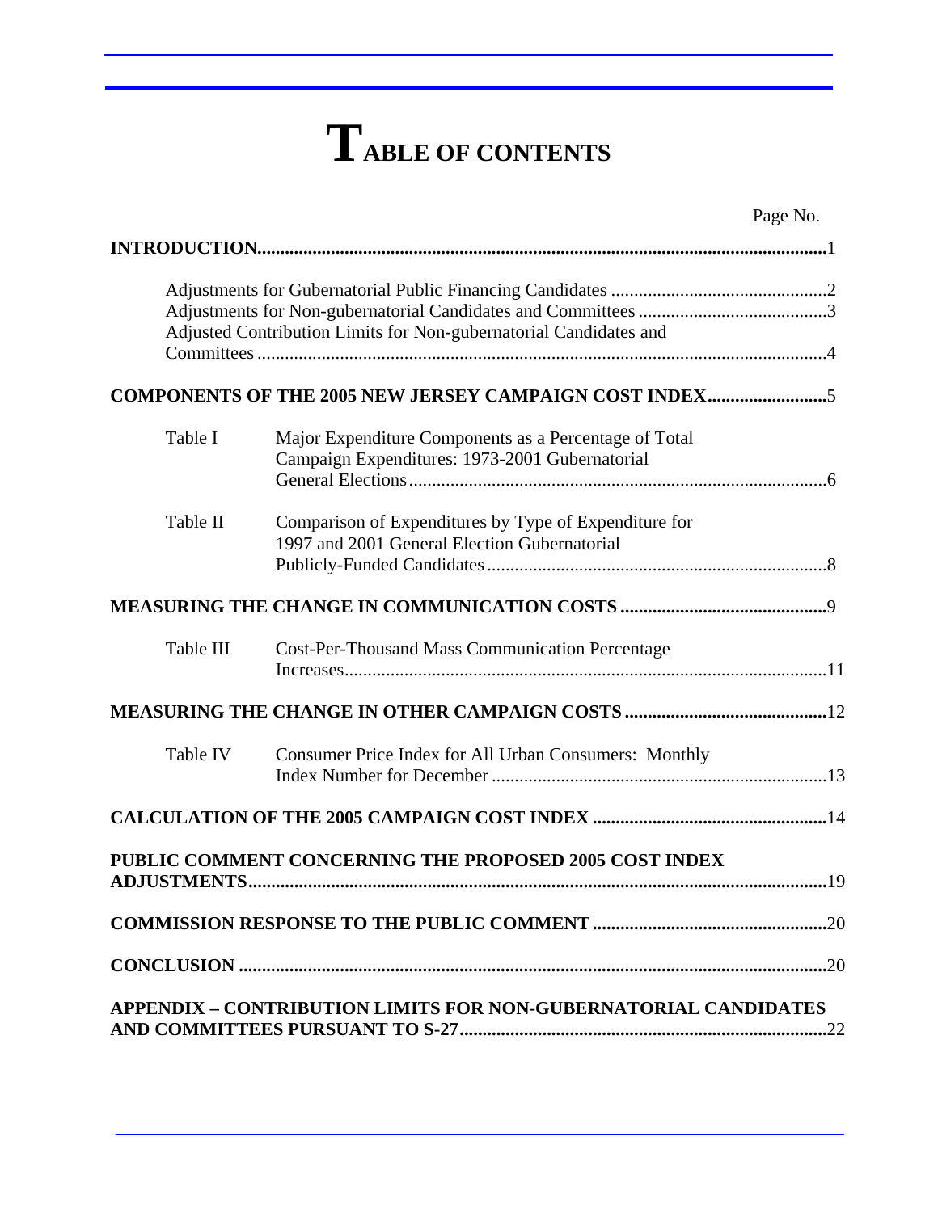# TABLE OF CONTENTS

Page No.

**INTRODUCTION** ........................................................................ 1

- Adjustments for Gubernatorial Public Financing Candidates ........................ 2
- Adjustments for Non-gubernatorial Candidates and Committees ........................ 3
- Adjusted Contribution Limits for Non-gubernatorial Candidates and Committees ........................ 4

**COMPONENTS OF THE 2005 NEW JERSEY CAMPAIGN COST INDEX** ........................ 5

- Table I — Major Expenditure Components as a Percentage of Total Campaign Expenditures: 1973-2001 Gubernatorial General Elections ........................ 6
- Table II — Comparison of Expenditures by Type of Expenditure for 1997 and 2001 General Election Gubernatorial Publicly-Funded Candidates ........................ 8

**MEASURING THE CHANGE IN COMMUNICATION COSTS** ........................ 9

- Table III — Cost-Per-Thousand Mass Communication Percentage Increases ........................ 11

**MEASURING THE CHANGE IN OTHER CAMPAIGN COSTS** ........................ 12

- Table IV — Consumer Price Index for All Urban Consumers: Monthly Index Number for December ........................ 13

**CALCULATION OF THE 2005 CAMPAIGN COST INDEX** ........................ 14

**PUBLIC COMMENT CONCERNING THE PROPOSED 2005 COST INDEX ADJUSTMENTS** ........................ 19

**COMMISSION RESPONSE TO THE PUBLIC COMMENT** ........................ 20

**CONCLUSION** ........................ 20

**APPENDIX – CONTRIBUTION LIMITS FOR NON-GUBERNATORIAL CANDIDATES AND COMMITTEES PURSUANT TO S-27** ........................ 22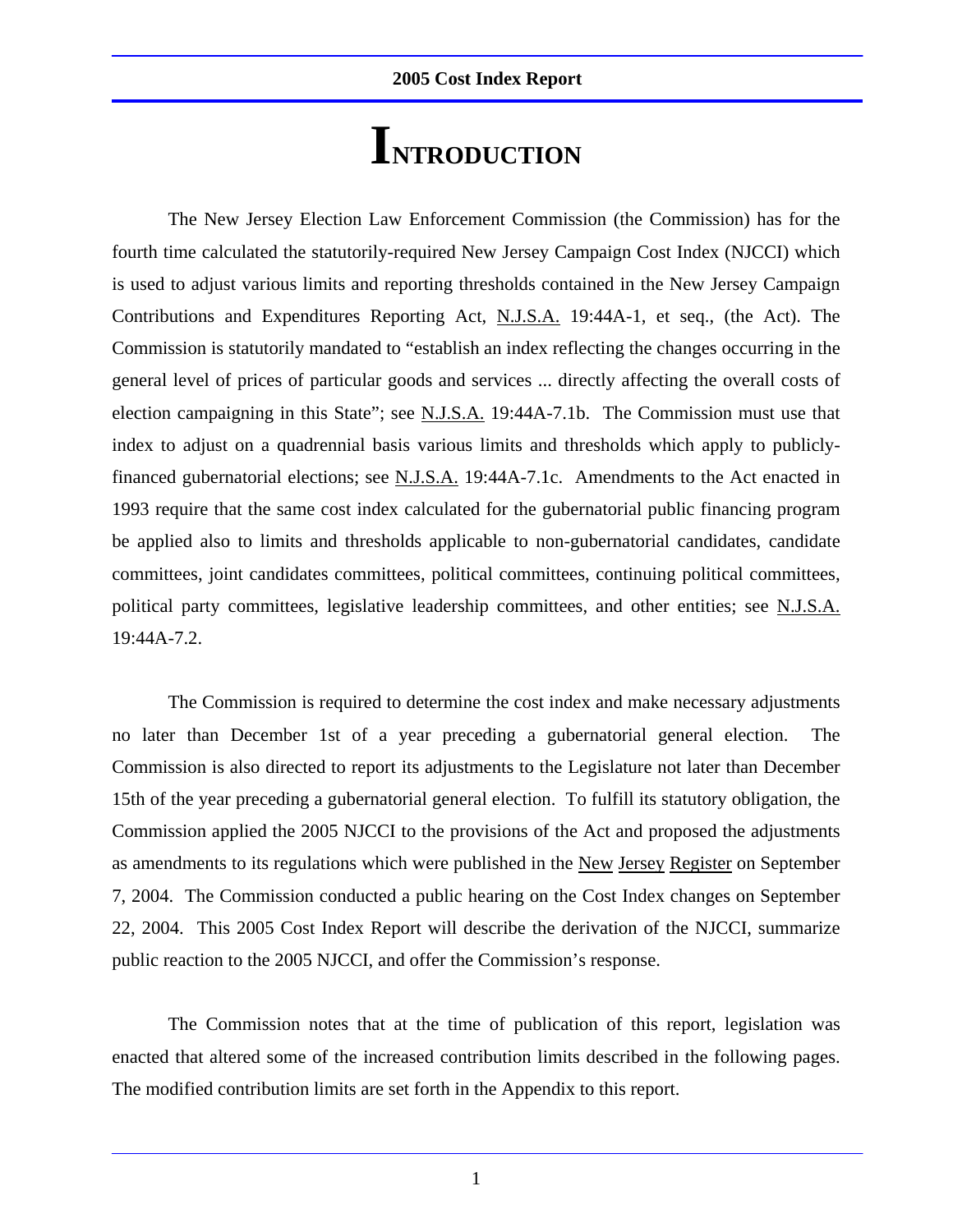# INTRODUCTION

The New Jersey Election Law Enforcement Commission (the Commission) has for the fourth time calculated the statutorily-required New Jersey Campaign Cost Index (NJCCI) which is used to adjust various limits and reporting thresholds contained in the New Jersey Campaign Contributions and Expenditures Reporting Act, N.J.S.A. 19:44A-1, et seq., (the Act). The Commission is statutorily mandated to "establish an index reflecting the changes occurring in the general level of prices of particular goods and services ... directly affecting the overall costs of election campaigning in this State"; see N.J.S.A. 19:44A-7.1b. The Commission must use that index to adjust on a quadrennial basis various limits and thresholds which apply to publicly-financed gubernatorial elections; see N.J.S.A. 19:44A-7.1c. Amendments to the Act enacted in 1993 require that the same cost index calculated for the gubernatorial public financing program be applied also to limits and thresholds applicable to non-gubernatorial candidates, candidate committees, joint candidates committees, political committees, continuing political committees, political party committees, legislative leadership committees, and other entities; see N.J.S.A. 19:44A-7.2.

The Commission is required to determine the cost index and make necessary adjustments no later than December 1st of a year preceding a gubernatorial general election. The Commission is also directed to report its adjustments to the Legislature not later than December 15th of the year preceding a gubernatorial general election. To fulfill its statutory obligation, the Commission applied the 2005 NJCCI to the provisions of the Act and proposed the adjustments as amendments to its regulations which were published in the New Jersey Register on September 7, 2004. The Commission conducted a public hearing on the Cost Index changes on September 22, 2004. This 2005 Cost Index Report will describe the derivation of the NJCCI, summarize public reaction to the 2005 NJCCI, and offer the Commission's response.

The Commission notes that at the time of publication of this report, legislation was enacted that altered some of the increased contribution limits described in the following pages. The modified contribution limits are set forth in the Appendix to this report.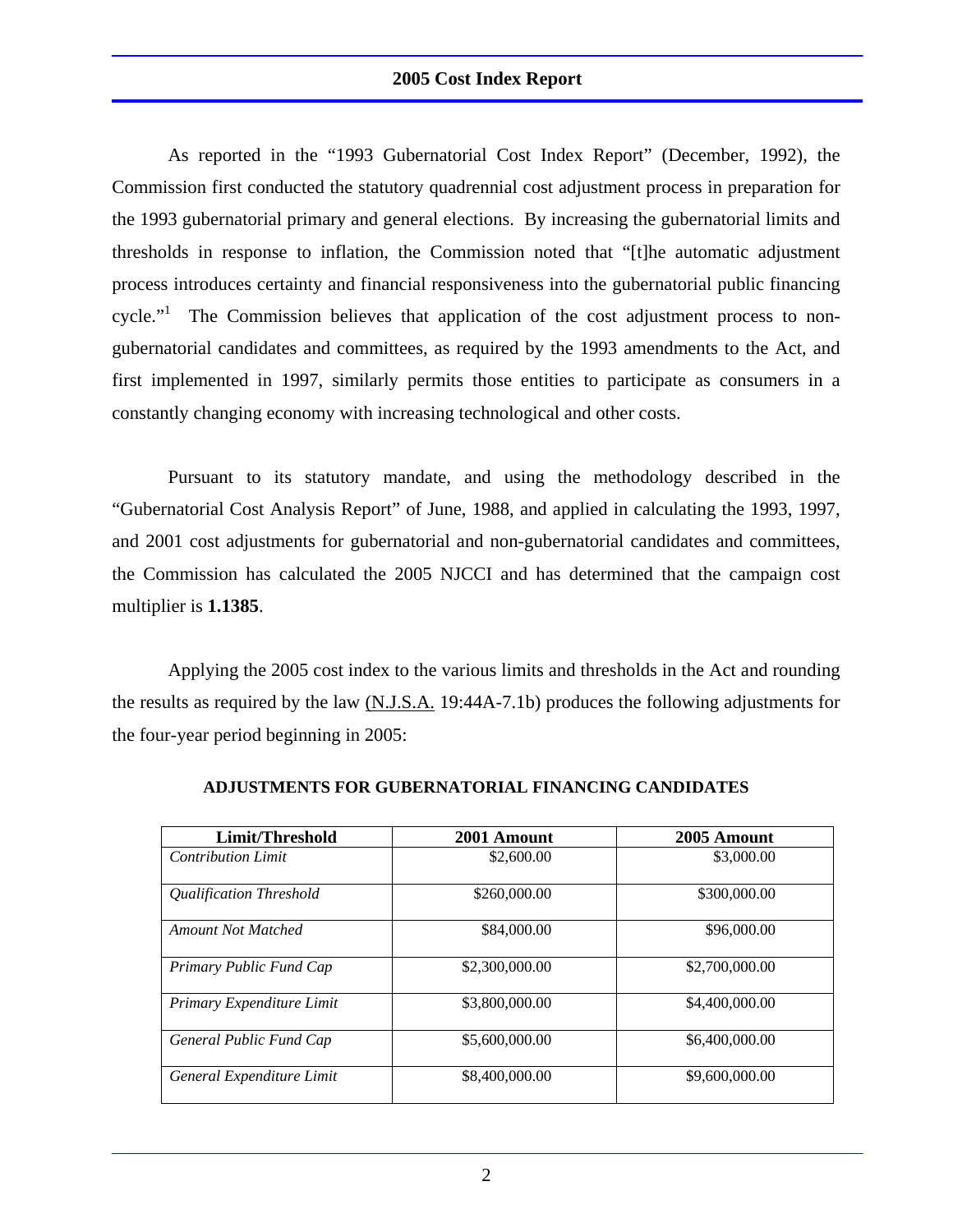As reported in the "1993 Gubernatorial Cost Index Report" (December, 1992), the Commission first conducted the statutory quadrennial cost adjustment process in preparation for the 1993 gubernatorial primary and general elections. By increasing the gubernatorial limits and thresholds in response to inflation, the Commission noted that "[t]he automatic adjustment process introduces certainty and financial responsiveness into the gubernatorial public financing cycle."[1] The Commission believes that application of the cost adjustment process to non-gubernatorial candidates and committees, as required by the 1993 amendments to the Act, and first implemented in 1997, similarly permits those entities to participate as consumers in a constantly changing economy with increasing technological and other costs.

Pursuant to its statutory mandate, and using the methodology described in the "Gubernatorial Cost Analysis Report" of June, 1988, and applied in calculating the 1993, 1997, and 2001 cost adjustments for gubernatorial and non-gubernatorial candidates and committees, the Commission has calculated the 2005 NJCCI and has determined that the campaign cost multiplier is **1.1385**.

Applying the 2005 cost index to the various limits and thresholds in the Act and rounding the results as required by the law (N.J.S.A. 19:44A-7.1b) produces the following adjustments for the four-year period beginning in 2005:

**ADJUSTMENTS FOR GUBERNATORIAL FINANCING CANDIDATES**

| Limit/Threshold | 2001 Amount | 2005 Amount |
|---|---|---|
| *Contribution Limit* | $2,600.00 | $3,000.00 |
| *Qualification Threshold* | $260,000.00 | $300,000.00 |
| *Amount Not Matched* | $84,000.00 | $96,000.00 |
| *Primary Public Fund Cap* | $2,300,000.00 | $2,700,000.00 |
| *Primary Expenditure Limit* | $3,800,000.00 | $4,400,000.00 |
| *General Public Fund Cap* | $5,600,000.00 | $6,400,000.00 |
| *General Expenditure Limit* | $8,400,000.00 | $9,600,000.00 |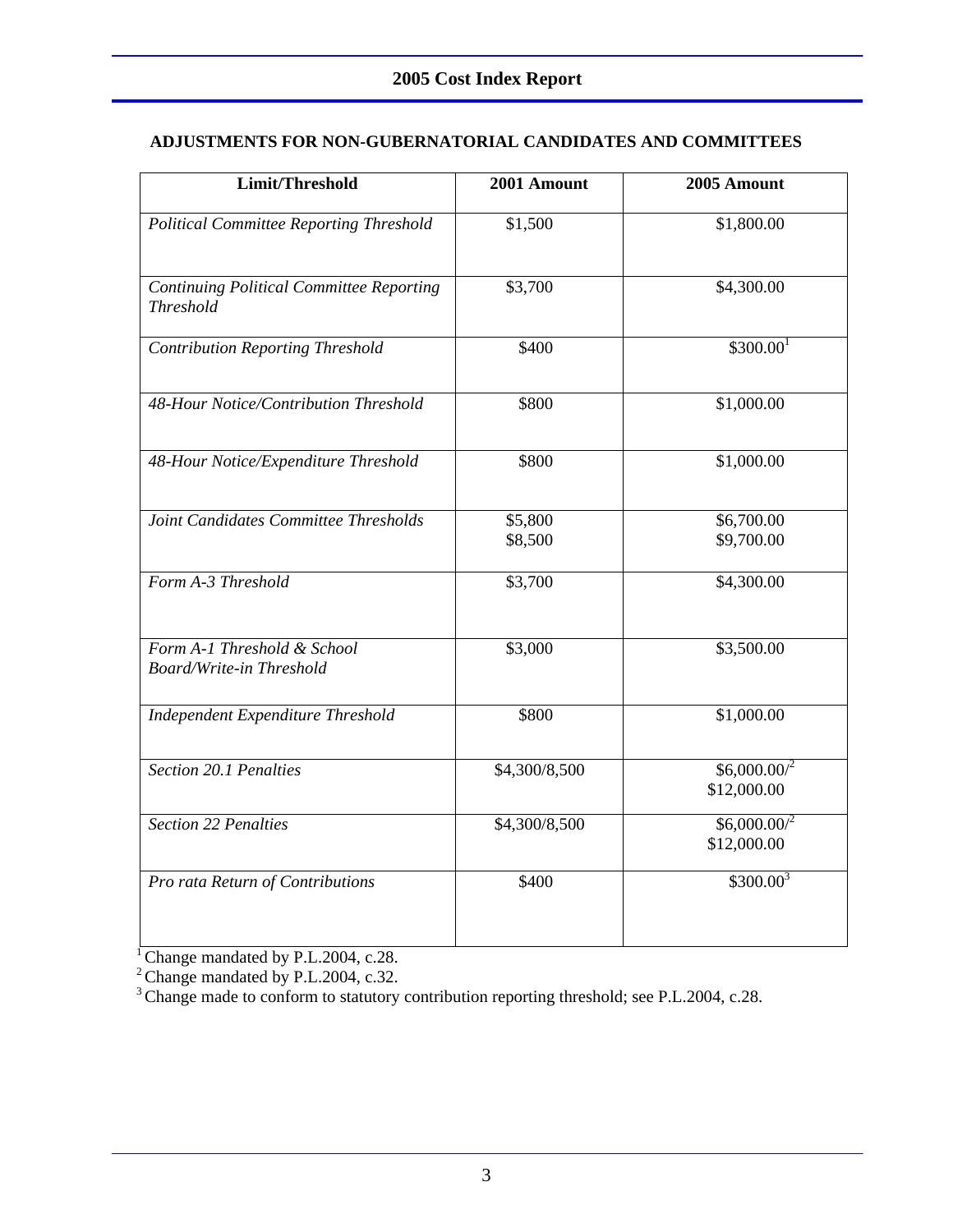## ADJUSTMENTS FOR NON-GUBERNATORIAL CANDIDATES AND COMMITTEES

| Limit/Threshold | 2001 Amount | 2005 Amount |
|---|---|---|
| *Political Committee Reporting Threshold* | $1,500 | $1,800.00 |
| *Continuing Political Committee Reporting Threshold* | $3,700 | $4,300.00 |
| *Contribution Reporting Threshold* | $400 | $300.00[1] |
| *48-Hour Notice/Contribution Threshold* | $800 | $1,000.00 |
| *48-Hour Notice/Expenditure Threshold* | $800 | $1,000.00 |
| *Joint Candidates Committee Thresholds* | $5,800<br>$8,500 | $6,700.00<br>$9,700.00 |
| *Form A-3 Threshold* | $3,700 | $4,300.00 |
| *Form A-1 Threshold & School Board/Write-in Threshold* | $3,000 | $3,500.00 |
| *Independent Expenditure Threshold* | $800 | $1,000.00 |
| *Section 20.1 Penalties* | $4,300/8,500 | $6,000.00/[2]<br>$12,000.00 |
| *Section 22 Penalties* | $4,300/8,500 | $6,000.00/[2]<br>$12,000.00 |
| *Pro rata Return of Contributions* | $400 | $300.00[3] |

[1] Change mandated by P.L.2004, c.28.

[2] Change mandated by P.L.2004, c.32.

[3] Change made to conform to statutory contribution reporting threshold; see P.L.2004, c.28.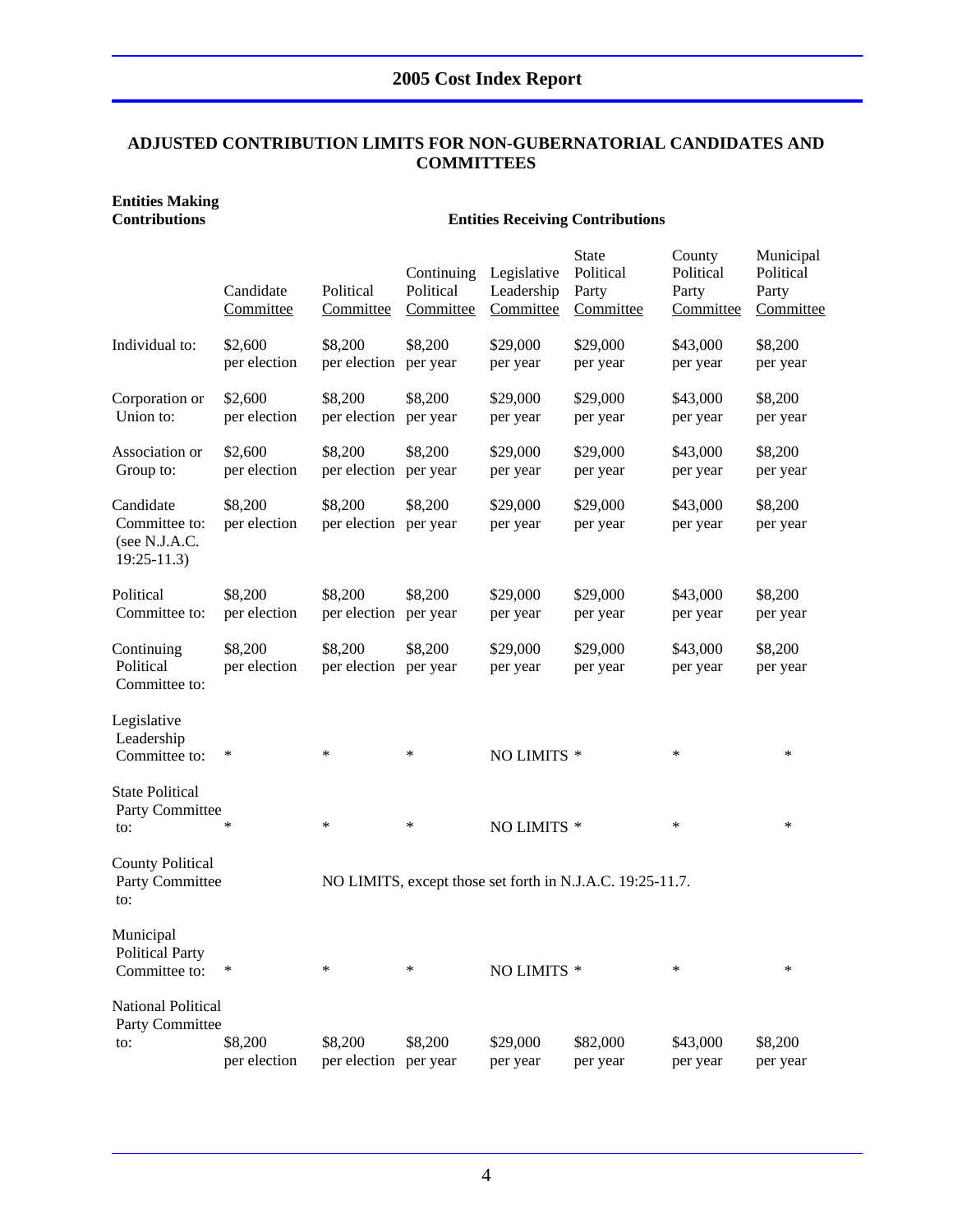## ADJUSTED CONTRIBUTION LIMITS FOR NON-GUBERNATORIAL CANDIDATES AND COMMITTEES

| Entities Making Contributions | Entities Receiving Contributions | | | | | | |
|---|---|---|---|---|---|---|---|
| | Candidate Committee | Political Committee | Continuing Political Committee | Legislative Leadership Committee | State Political Party Committee | County Political Party Committee | Municipal Political Party Committee |
| Individual to: | $2,600 per election | $8,200 per election | $8,200 per year | $29,000 per year | $29,000 per year | $43,000 per year | $8,200 per year |
| Corporation or Union to: | $2,600 per election | $8,200 per election | $8,200 per year | $29,000 per year | $29,000 per year | $43,000 per year | $8,200 per year |
| Association or Group to: | $2,600 per election | $8,200 per election | $8,200 per year | $29,000 per year | $29,000 per year | $43,000 per year | $8,200 per year |
| Candidate Committee to: (see N.J.A.C. 19:25-11.3) | $8,200 per election | $8,200 per election | $8,200 per year | $29,000 per year | $29,000 per year | $43,000 per year | $8,200 per year |
| Political Committee to: | $8,200 per election | $8,200 per election | $8,200 per year | $29,000 per year | $29,000 per year | $43,000 per year | $8,200 per year |
| Continuing Political Committee to: | $8,200 per election | $8,200 per election | $8,200 per year | $29,000 per year | $29,000 per year | $43,000 per year | $8,200 per year |
| Legislative Leadership Committee to: | * | * | * | NO LIMITS * | | * | * |
| State Political Party Committee to: | * | * | * | NO LIMITS * | | * | * |
| County Political Party Committee to: | NO LIMITS, except those set forth in N.J.A.C. 19:25-11.7. | | | | | | |
| Municipal Political Party Committee to: | * | * | * | NO LIMITS * | | * | * |
| National Political Party Committee to: | $8,200 per election | $8,200 per election | $8,200 per year | $29,000 per year | $82,000 per year | $43,000 per year | $8,200 per year |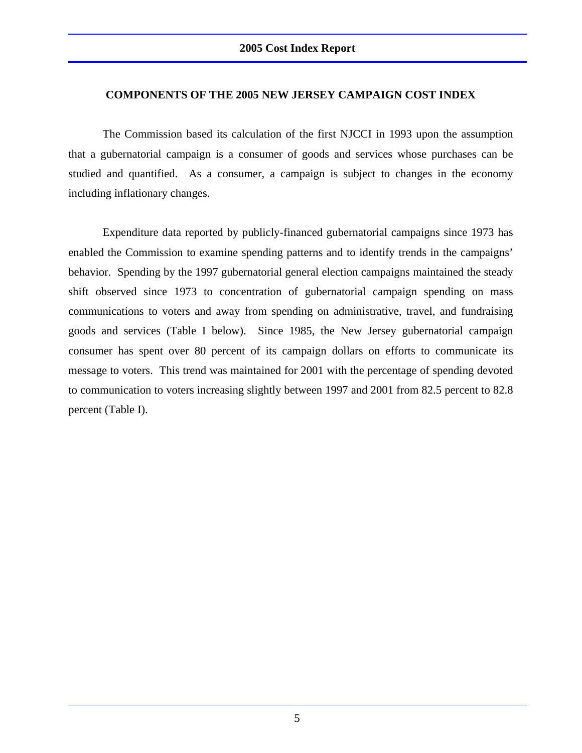## COMPONENTS OF THE 2005 NEW JERSEY CAMPAIGN COST INDEX

The Commission based its calculation of the first NJCCI in 1993 upon the assumption that a gubernatorial campaign is a consumer of goods and services whose purchases can be studied and quantified. As a consumer, a campaign is subject to changes in the economy including inflationary changes.

Expenditure data reported by publicly-financed gubernatorial campaigns since 1973 has enabled the Commission to examine spending patterns and to identify trends in the campaigns' behavior. Spending by the 1997 gubernatorial general election campaigns maintained the steady shift observed since 1973 to concentration of gubernatorial campaign spending on mass communications to voters and away from spending on administrative, travel, and fundraising goods and services (Table I below). Since 1985, the New Jersey gubernatorial campaign consumer has spent over 80 percent of its campaign dollars on efforts to communicate its message to voters. This trend was maintained for 2001 with the percentage of spending devoted to communication to voters increasing slightly between 1997 and 2001 from 82.5 percent to 82.8 percent (Table I).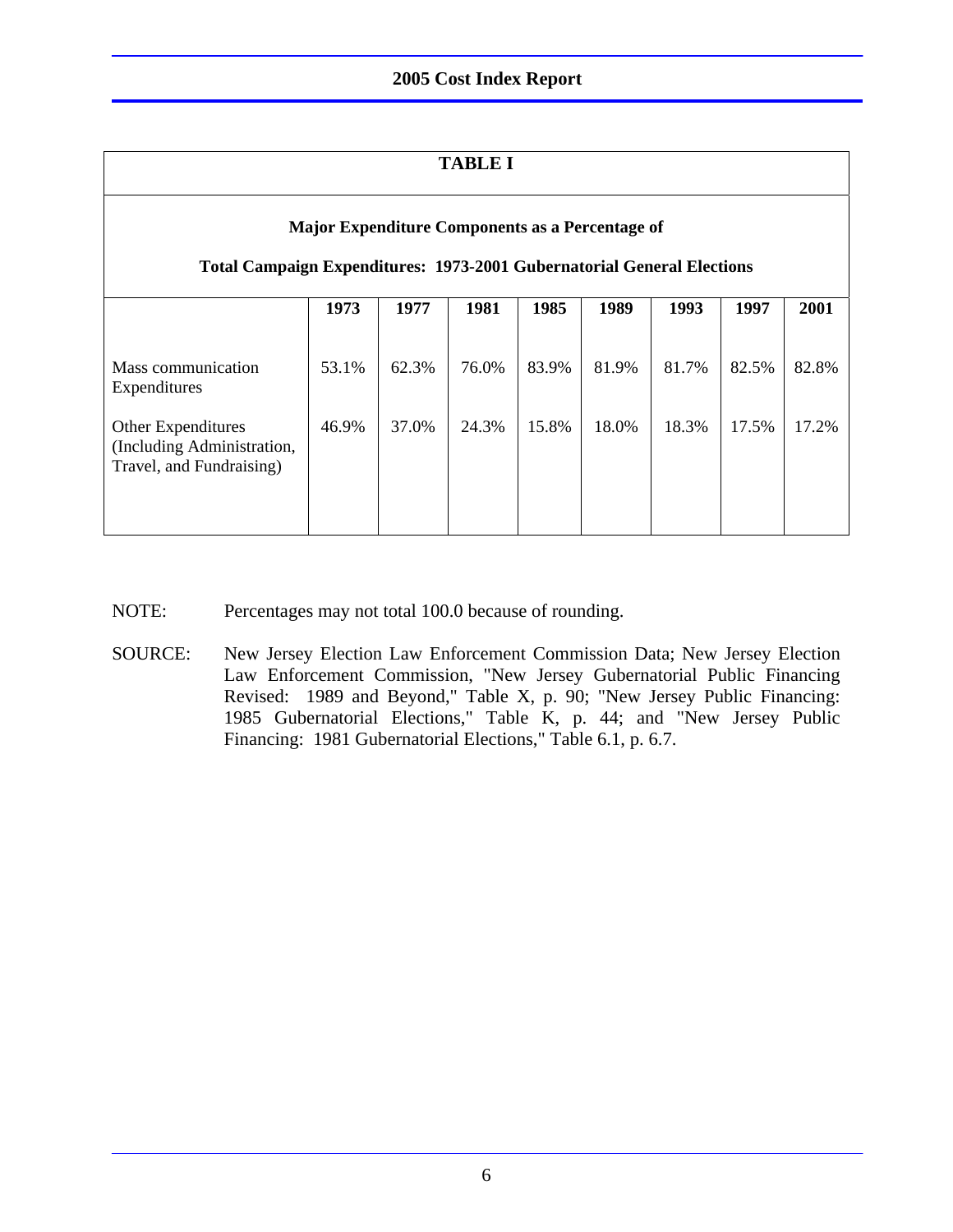## TABLE I

**Major Expenditure Components as a Percentage of**

**Total Campaign Expenditures: 1973-2001 Gubernatorial General Elections**

| | 1973 | 1977 | 1981 | 1985 | 1989 | 1993 | 1997 | 2001 |
|---|---|---|---|---|---|---|---|---|
| Mass communication Expenditures | 53.1% | 62.3% | 76.0% | 83.9% | 81.9% | 81.7% | 82.5% | 82.8% |
| Other Expenditures (Including Administration, Travel, and Fundraising) | 46.9% | 37.0% | 24.3% | 15.8% | 18.0% | 18.3% | 17.5% | 17.2% |

NOTE: Percentages may not total 100.0 because of rounding.

SOURCE: New Jersey Election Law Enforcement Commission Data; New Jersey Election Law Enforcement Commission, "New Jersey Gubernatorial Public Financing Revised: 1989 and Beyond," Table X, p. 90; "New Jersey Public Financing: 1985 Gubernatorial Elections," Table K, p. 44; and "New Jersey Public Financing: 1981 Gubernatorial Elections," Table 6.1, p. 6.7.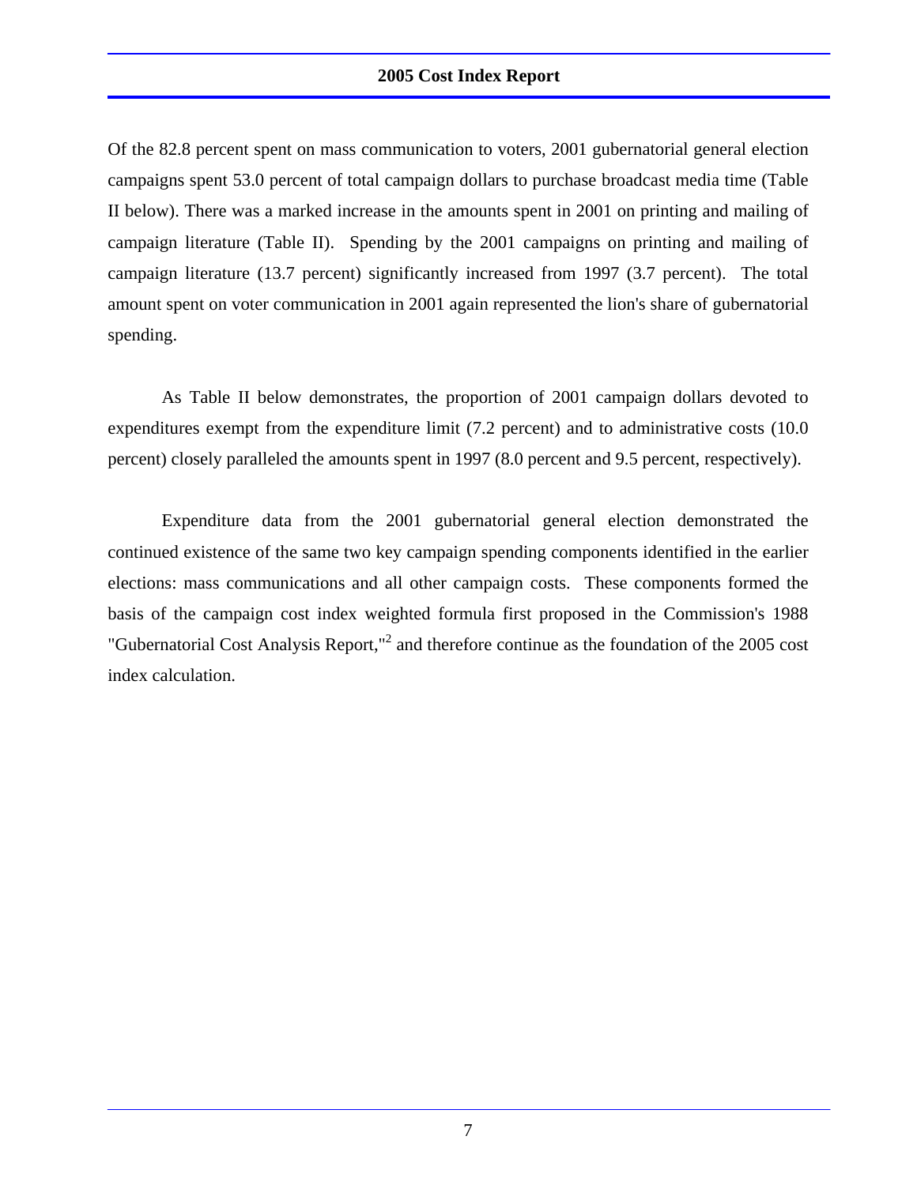Of the 82.8 percent spent on mass communication to voters, 2001 gubernatorial general election campaigns spent 53.0 percent of total campaign dollars to purchase broadcast media time (Table II below). There was a marked increase in the amounts spent in 2001 on printing and mailing of campaign literature (Table II). Spending by the 2001 campaigns on printing and mailing of campaign literature (13.7 percent) significantly increased from 1997 (3.7 percent). The total amount spent on voter communication in 2001 again represented the lion's share of gubernatorial spending.

As Table II below demonstrates, the proportion of 2001 campaign dollars devoted to expenditures exempt from the expenditure limit (7.2 percent) and to administrative costs (10.0 percent) closely paralleled the amounts spent in 1997 (8.0 percent and 9.5 percent, respectively).

Expenditure data from the 2001 gubernatorial general election demonstrated the continued existence of the same two key campaign spending components identified in the earlier elections: mass communications and all other campaign costs. These components formed the basis of the campaign cost index weighted formula first proposed in the Commission's 1988 "Gubernatorial Cost Analysis Report,"[2] and therefore continue as the foundation of the 2005 cost index calculation.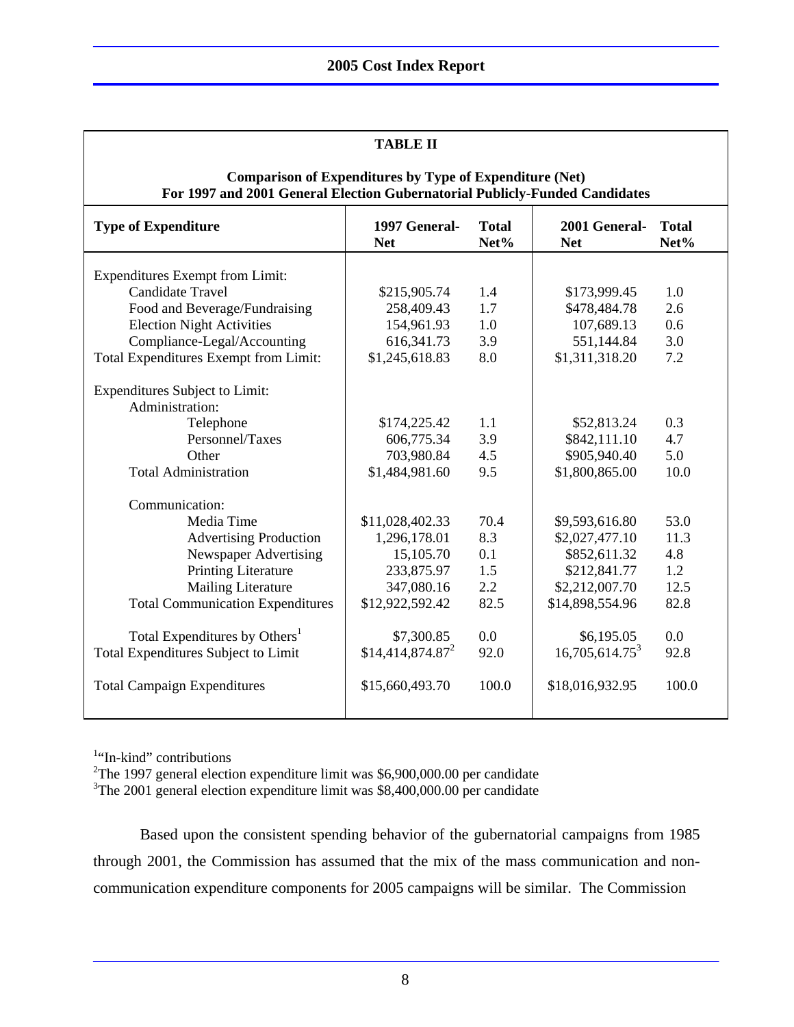**TABLE II**

**Comparison of Expenditures by Type of Expenditure (Net)**
**For 1997 and 2001 General Election Gubernatorial Publicly-Funded Candidates**

| Type of Expenditure | 1997 General-Net | Total Net% | 2001 General-Net | Total Net% |
|---|---|---|---|---|
| Expenditures Exempt from Limit: | | | | |
| Candidate Travel | \$215,905.74 | 1.4 | \$173,999.45 | 1.0 |
| Food and Beverage/Fundraising | 258,409.43 | 1.7 | \$478,484.78 | 2.6 |
| Election Night Activities | 154,961.93 | 1.0 | 107,689.13 | 0.6 |
| Compliance-Legal/Accounting | 616,341.73 | 3.9 | 551,144.84 | 3.0 |
| Total Expenditures Exempt from Limit: | \$1,245,618.83 | 8.0 | \$1,311,318.20 | 7.2 |
| Expenditures Subject to Limit: | | | | |
| Administration: | | | | |
| Telephone | \$174,225.42 | 1.1 | \$52,813.24 | 0.3 |
| Personnel/Taxes | 606,775.34 | 3.9 | \$842,111.10 | 4.7 |
| Other | 703,980.84 | 4.5 | \$905,940.40 | 5.0 |
| Total Administration | \$1,484,981.60 | 9.5 | \$1,800,865.00 | 10.0 |
| Communication: | | | | |
| Media Time | \$11,028,402.33 | 70.4 | \$9,593,616.80 | 53.0 |
| Advertising Production | 1,296,178.01 | 8.3 | \$2,027,477.10 | 11.3 |
| Newspaper Advertising | 15,105.70 | 0.1 | \$852,611.32 | 4.8 |
| Printing Literature | 233,875.97 | 1.5 | \$212,841.77 | 1.2 |
| Mailing Literature | 347,080.16 | 2.2 | \$2,212,007.70 | 12.5 |
| Total Communication Expenditures | \$12,922,592.42 | 82.5 | \$14,898,554.96 | 82.8 |
| Total Expenditures by Others[1] | \$7,300.85 | 0.0 | \$6,195.05 | 0.0 |
| Total Expenditures Subject to Limit | \$14,414,874.87[2] | 92.0 | 16,705,614.75[3] | 92.8 |
| Total Campaign Expenditures | \$15,660,493.70 | 100.0 | \$18,016,932.95 | 100.0 |

[1] "In-kind" contributions
[2] The 1997 general election expenditure limit was \$6,900,000.00 per candidate
[3] The 2001 general election expenditure limit was \$8,400,000.00 per candidate

Based upon the consistent spending behavior of the gubernatorial campaigns from 1985 through 2001, the Commission has assumed that the mix of the mass communication and non-communication expenditure components for 2005 campaigns will be similar. The Commission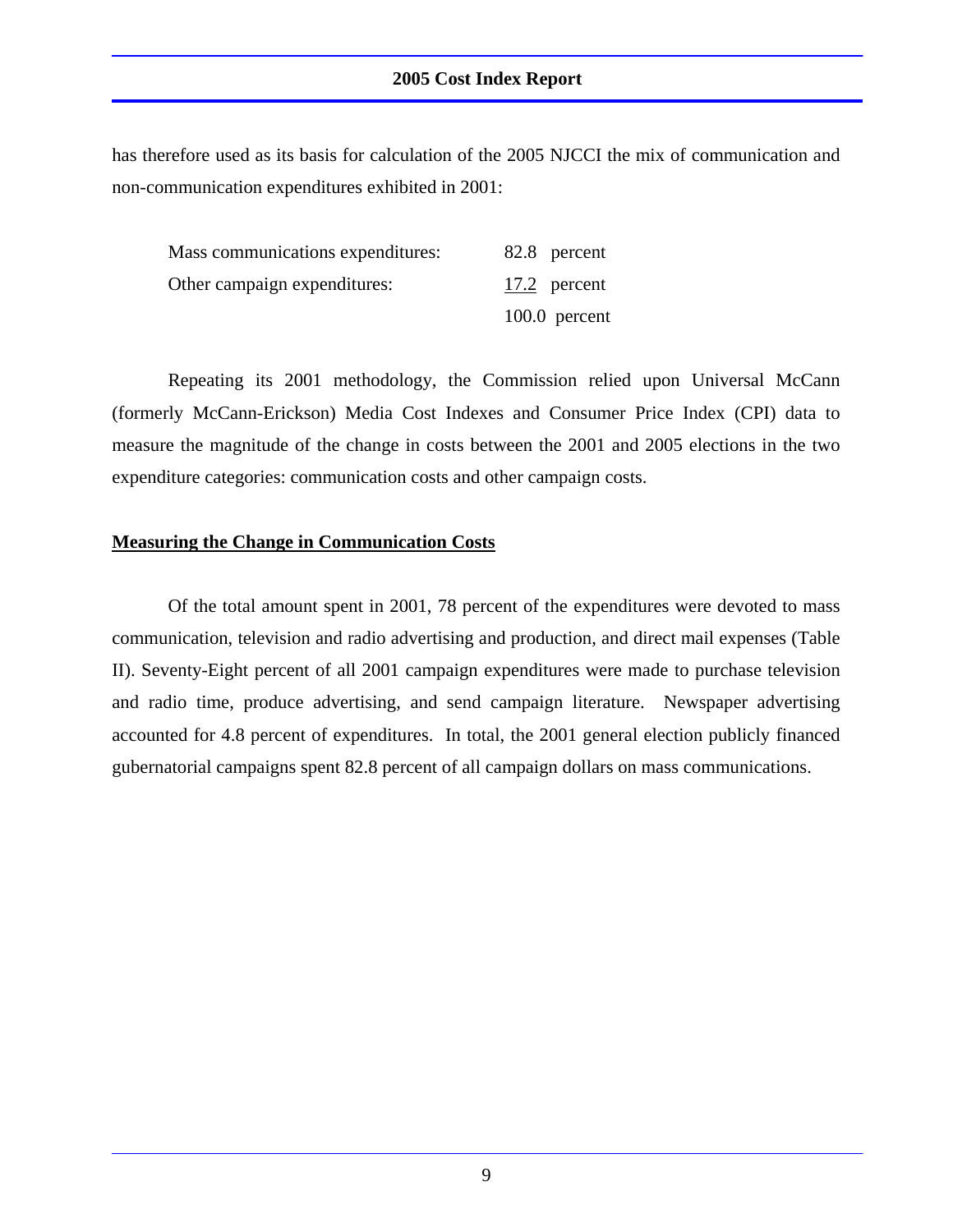has therefore used as its basis for calculation of the 2005 NJCCI the mix of communication and non-communication expenditures exhibited in 2001:

| | |
|---|---|
| Mass communications expenditures: | 82.8 percent |
| Other campaign expenditures: | 17.2 percent |
| | 100.0 percent |

Repeating its 2001 methodology, the Commission relied upon Universal McCann (formerly McCann-Erickson) Media Cost Indexes and Consumer Price Index (CPI) data to measure the magnitude of the change in costs between the 2001 and 2005 elections in the two expenditure categories: communication costs and other campaign costs.

## Measuring the Change in Communication Costs

Of the total amount spent in 2001, 78 percent of the expenditures were devoted to mass communication, television and radio advertising and production, and direct mail expenses (Table II). Seventy-Eight percent of all 2001 campaign expenditures were made to purchase television and radio time, produce advertising, and send campaign literature. Newspaper advertising accounted for 4.8 percent of expenditures. In total, the 2001 general election publicly financed gubernatorial campaigns spent 82.8 percent of all campaign dollars on mass communications.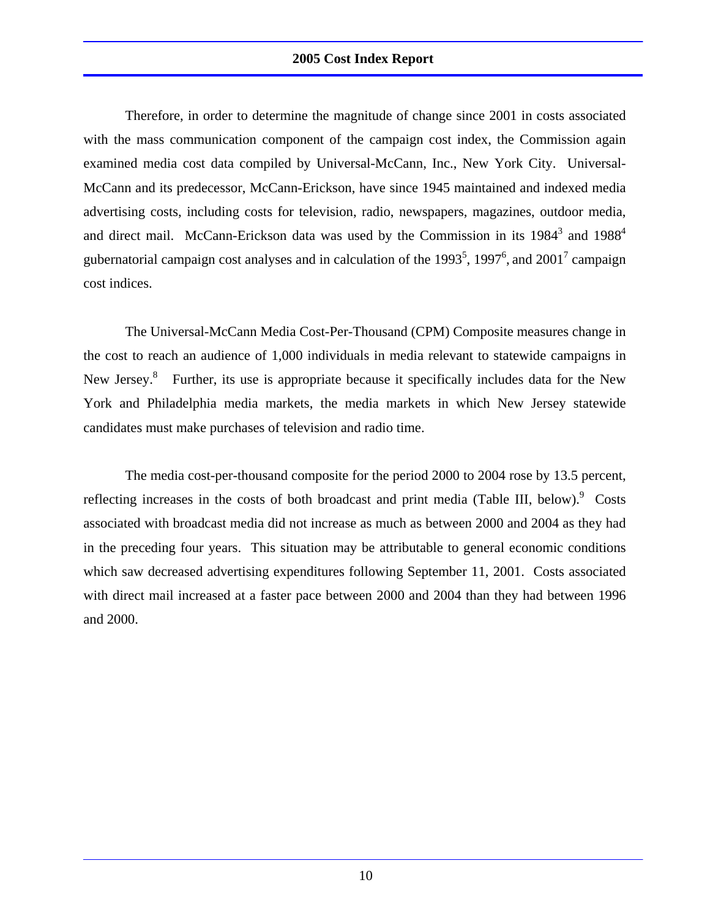Therefore, in order to determine the magnitude of change since 2001 in costs associated with the mass communication component of the campaign cost index, the Commission again examined media cost data compiled by Universal-McCann, Inc., New York City. Universal-McCann and its predecessor, McCann-Erickson, have since 1945 maintained and indexed media advertising costs, including costs for television, radio, newspapers, magazines, outdoor media, and direct mail. McCann-Erickson data was used by the Commission in its 1984[3] and 1988[4] gubernatorial campaign cost analyses and in calculation of the 1993[5], 1997[6], and 2001[7] campaign cost indices.

The Universal-McCann Media Cost-Per-Thousand (CPM) Composite measures change in the cost to reach an audience of 1,000 individuals in media relevant to statewide campaigns in New Jersey.[8] Further, its use is appropriate because it specifically includes data for the New York and Philadelphia media markets, the media markets in which New Jersey statewide candidates must make purchases of television and radio time.

The media cost-per-thousand composite for the period 2000 to 2004 rose by 13.5 percent, reflecting increases in the costs of both broadcast and print media (Table III, below).[9] Costs associated with broadcast media did not increase as much as between 2000 and 2004 as they had in the preceding four years. This situation may be attributable to general economic conditions which saw decreased advertising expenditures following September 11, 2001. Costs associated with direct mail increased at a faster pace between 2000 and 2004 than they had between 1996 and 2000.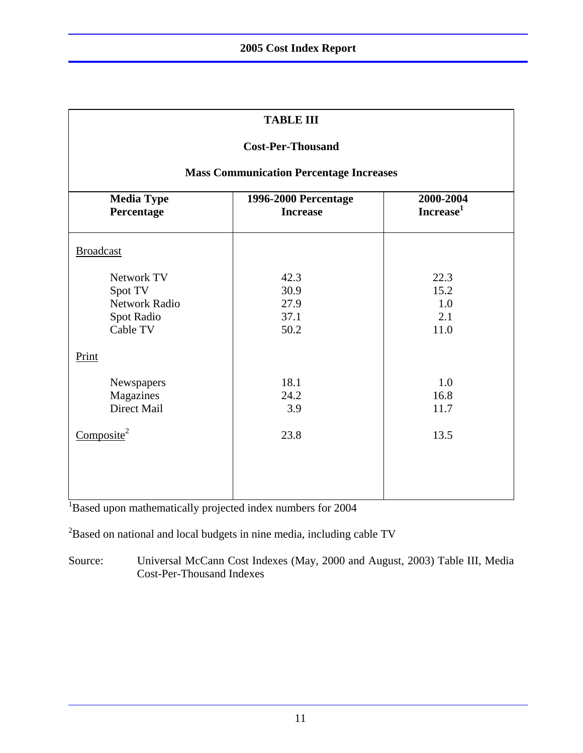## TABLE III

### Cost-Per-Thousand

### Mass Communication Percentage Increases

| Media Type Percentage | 1996-2000 Percentage Increase | 2000-2004 Increase[1] |
|---|---|---|
| Broadcast | | |
| Network TV | 42.3 | 22.3 |
| Spot TV | 30.9 | 15.2 |
| Network Radio | 27.9 | 1.0 |
| Spot Radio | 37.1 | 2.1 |
| Cable TV | 50.2 | 11.0 |
| Print | | |
| Newspapers | 18.1 | 1.0 |
| Magazines | 24.2 | 16.8 |
| Direct Mail | 3.9 | 11.7 |
| Composite[2] | 23.8 | 13.5 |

[1]Based upon mathematically projected index numbers for 2004

[2]Based on national and local budgets in nine media, including cable TV

Source: Universal McCann Cost Indexes (May, 2000 and August, 2003) Table III, Media Cost-Per-Thousand Indexes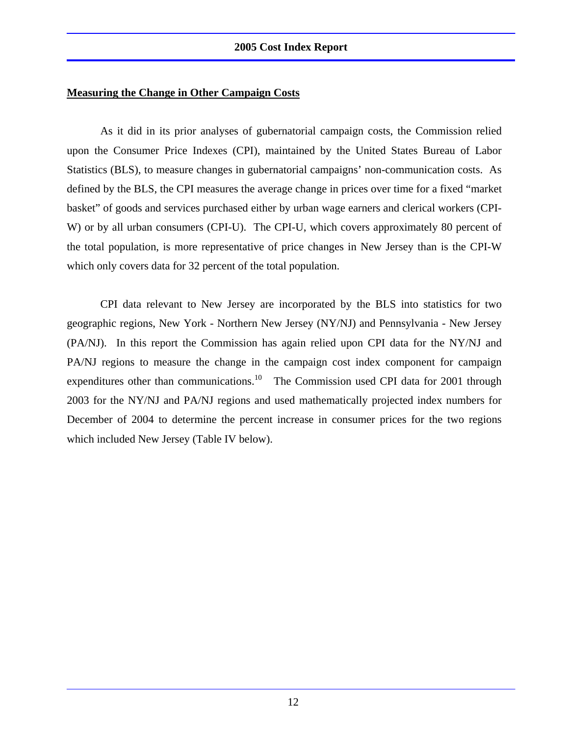**Measuring the Change in Other Campaign Costs**

As it did in its prior analyses of gubernatorial campaign costs, the Commission relied upon the Consumer Price Indexes (CPI), maintained by the United States Bureau of Labor Statistics (BLS), to measure changes in gubernatorial campaigns' non-communication costs. As defined by the BLS, the CPI measures the average change in prices over time for a fixed "market basket" of goods and services purchased either by urban wage earners and clerical workers (CPI-W) or by all urban consumers (CPI-U). The CPI-U, which covers approximately 80 percent of the total population, is more representative of price changes in New Jersey than is the CPI-W which only covers data for 32 percent of the total population.

CPI data relevant to New Jersey are incorporated by the BLS into statistics for two geographic regions, New York - Northern New Jersey (NY/NJ) and Pennsylvania - New Jersey (PA/NJ). In this report the Commission has again relied upon CPI data for the NY/NJ and PA/NJ regions to measure the change in the campaign cost index component for campaign expenditures other than communications.[10] The Commission used CPI data for 2001 through 2003 for the NY/NJ and PA/NJ regions and used mathematically projected index numbers for December of 2004 to determine the percent increase in consumer prices for the two regions which included New Jersey (Table IV below).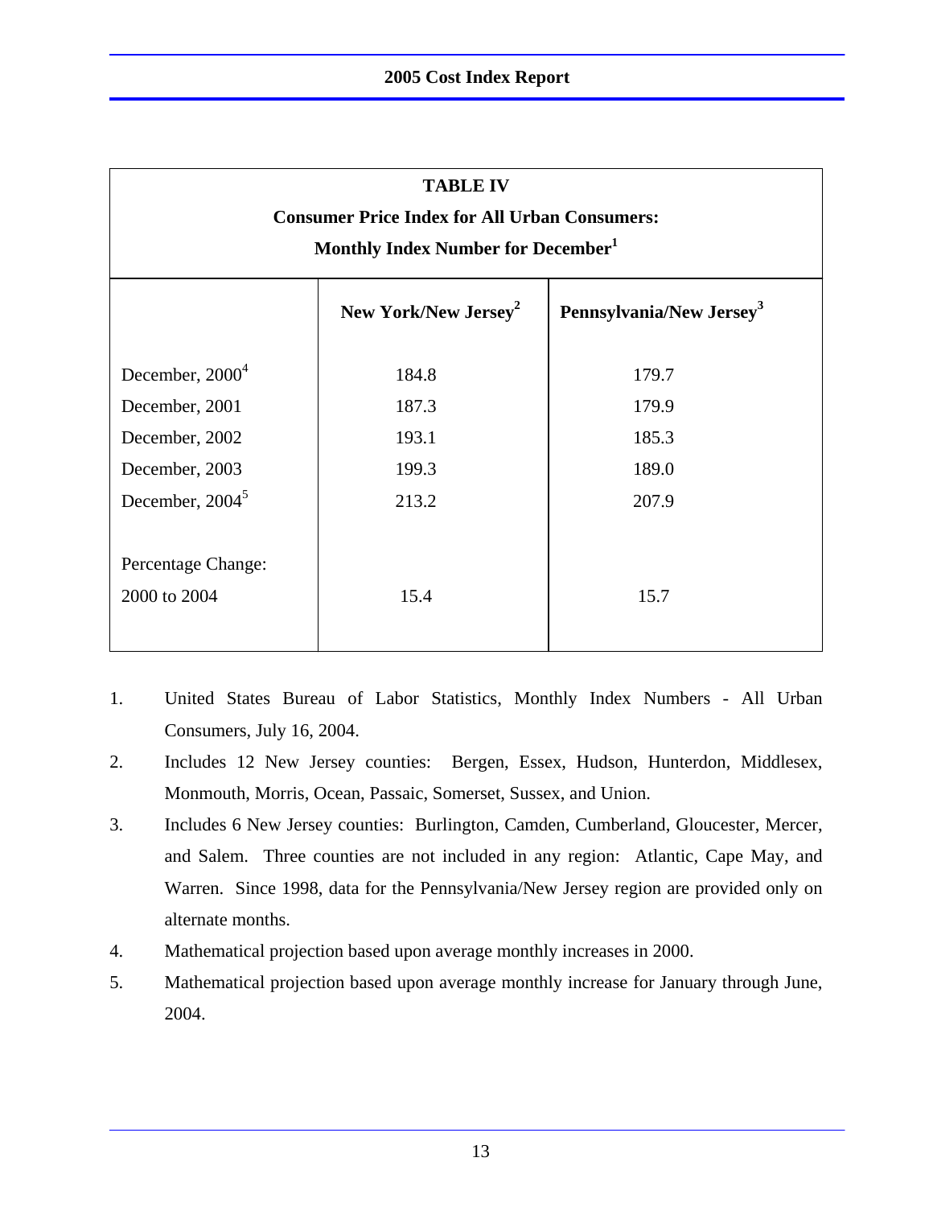**TABLE IV**
**Consumer Price Index for All Urban Consumers:**
**Monthly Index Number for December[1]**

| | New York/New Jersey[2] | Pennsylvania/New Jersey[3] |
|---|---|---|
| December, 2000[4] | 184.8 | 179.7 |
| December, 2001 | 187.3 | 179.9 |
| December, 2002 | 193.1 | 185.3 |
| December, 2003 | 199.3 | 189.0 |
| December, 2004[5] | 213.2 | 207.9 |
| Percentage Change: 2000 to 2004 | 15.4 | 15.7 |

1. United States Bureau of Labor Statistics, Monthly Index Numbers - All Urban Consumers, July 16, 2004.
2. Includes 12 New Jersey counties: Bergen, Essex, Hudson, Hunterdon, Middlesex, Monmouth, Morris, Ocean, Passaic, Somerset, Sussex, and Union.
3. Includes 6 New Jersey counties: Burlington, Camden, Cumberland, Gloucester, Mercer, and Salem. Three counties are not included in any region: Atlantic, Cape May, and Warren. Since 1998, data for the Pennsylvania/New Jersey region are provided only on alternate months.
4. Mathematical projection based upon average monthly increases in 2000.
5. Mathematical projection based upon average monthly increase for January through June, 2004.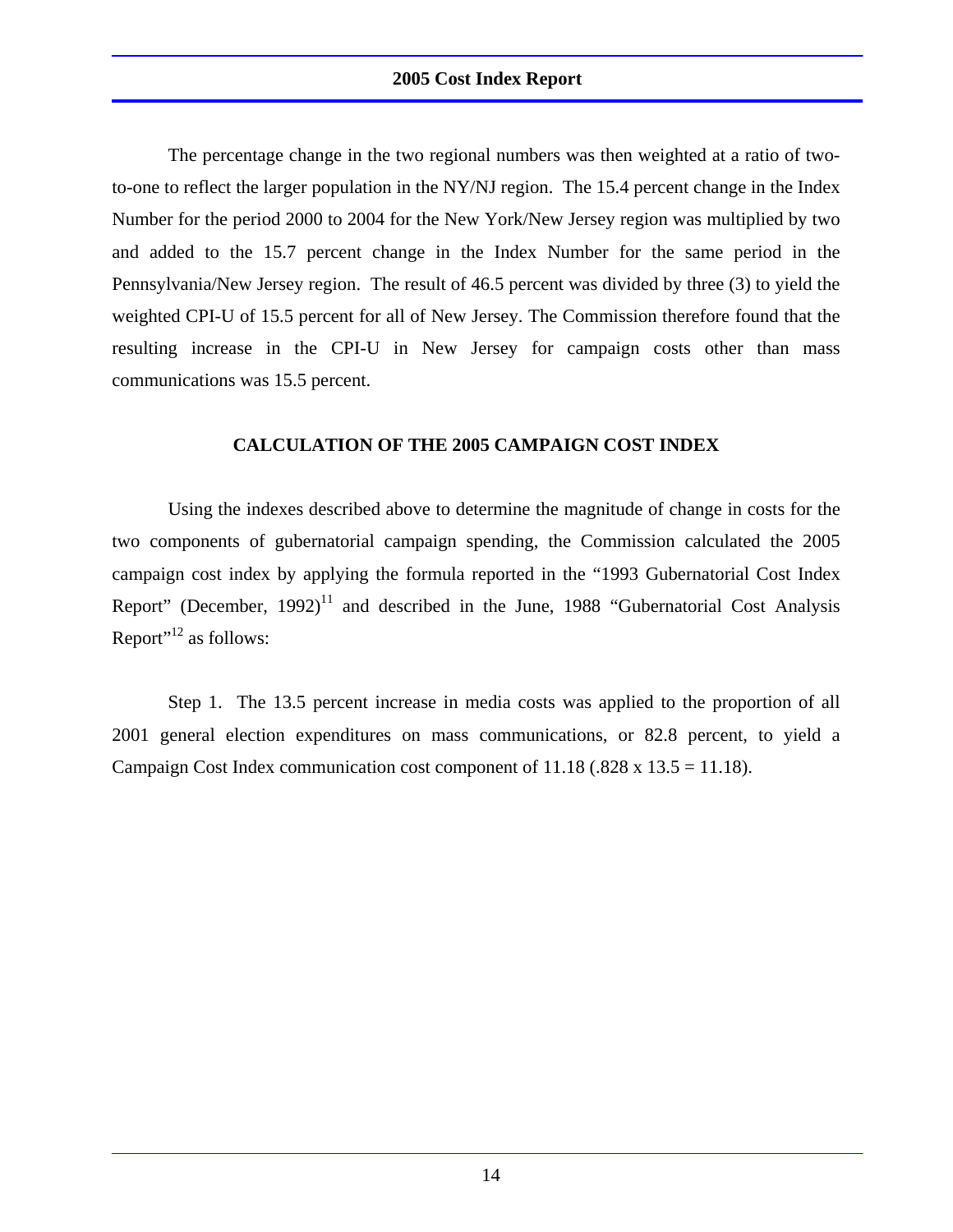The percentage change in the two regional numbers was then weighted at a ratio of two-to-one to reflect the larger population in the NY/NJ region. The 15.4 percent change in the Index Number for the period 2000 to 2004 for the New York/New Jersey region was multiplied by two and added to the 15.7 percent change in the Index Number for the same period in the Pennsylvania/New Jersey region. The result of 46.5 percent was divided by three (3) to yield the weighted CPI-U of 15.5 percent for all of New Jersey. The Commission therefore found that the resulting increase in the CPI-U in New Jersey for campaign costs other than mass communications was 15.5 percent.

## CALCULATION OF THE 2005 CAMPAIGN COST INDEX

Using the indexes described above to determine the magnitude of change in costs for the two components of gubernatorial campaign spending, the Commission calculated the 2005 campaign cost index by applying the formula reported in the "1993 Gubernatorial Cost Index Report" (December, 1992)[11] and described in the June, 1988 "Gubernatorial Cost Analysis Report"[12] as follows:

Step 1. The 13.5 percent increase in media costs was applied to the proportion of all 2001 general election expenditures on mass communications, or 82.8 percent, to yield a Campaign Cost Index communication cost component of 11.18 (.828 x 13.5 = 11.18).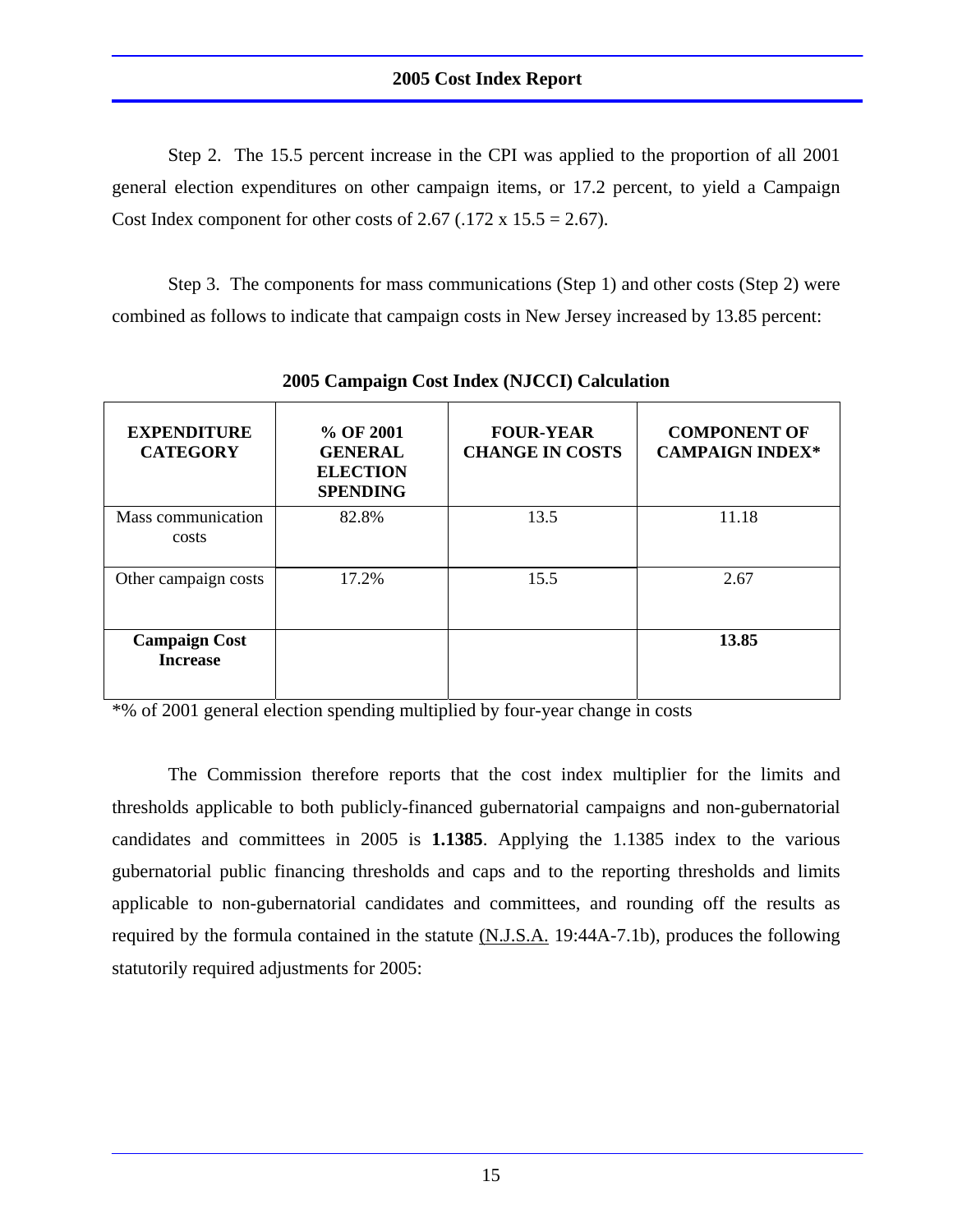Step 2. The 15.5 percent increase in the CPI was applied to the proportion of all 2001 general election expenditures on other campaign items, or 17.2 percent, to yield a Campaign Cost Index component for other costs of 2.67 (.172 x 15.5 = 2.67).

Step 3. The components for mass communications (Step 1) and other costs (Step 2) were combined as follows to indicate that campaign costs in New Jersey increased by 13.85 percent:

**2005 Campaign Cost Index (NJCCI) Calculation**

| EXPENDITURE CATEGORY | % OF 2001 GENERAL ELECTION SPENDING | FOUR-YEAR CHANGE IN COSTS | COMPONENT OF CAMPAIGN INDEX* |
|---|---|---|---|
| Mass communication costs | 82.8% | 13.5 | 11.18 |
| Other campaign costs | 17.2% | 15.5 | 2.67 |
| **Campaign Cost Increase** | | | **13.85** |

*% of 2001 general election spending multiplied by four-year change in costs

The Commission therefore reports that the cost index multiplier for the limits and thresholds applicable to both publicly-financed gubernatorial campaigns and non-gubernatorial candidates and committees in 2005 is **1.1385**. Applying the 1.1385 index to the various gubernatorial public financing thresholds and caps and to the reporting thresholds and limits applicable to non-gubernatorial candidates and committees, and rounding off the results as required by the formula contained in the statute (N.J.S.A. 19:44A-7.1b), produces the following statutorily required adjustments for 2005: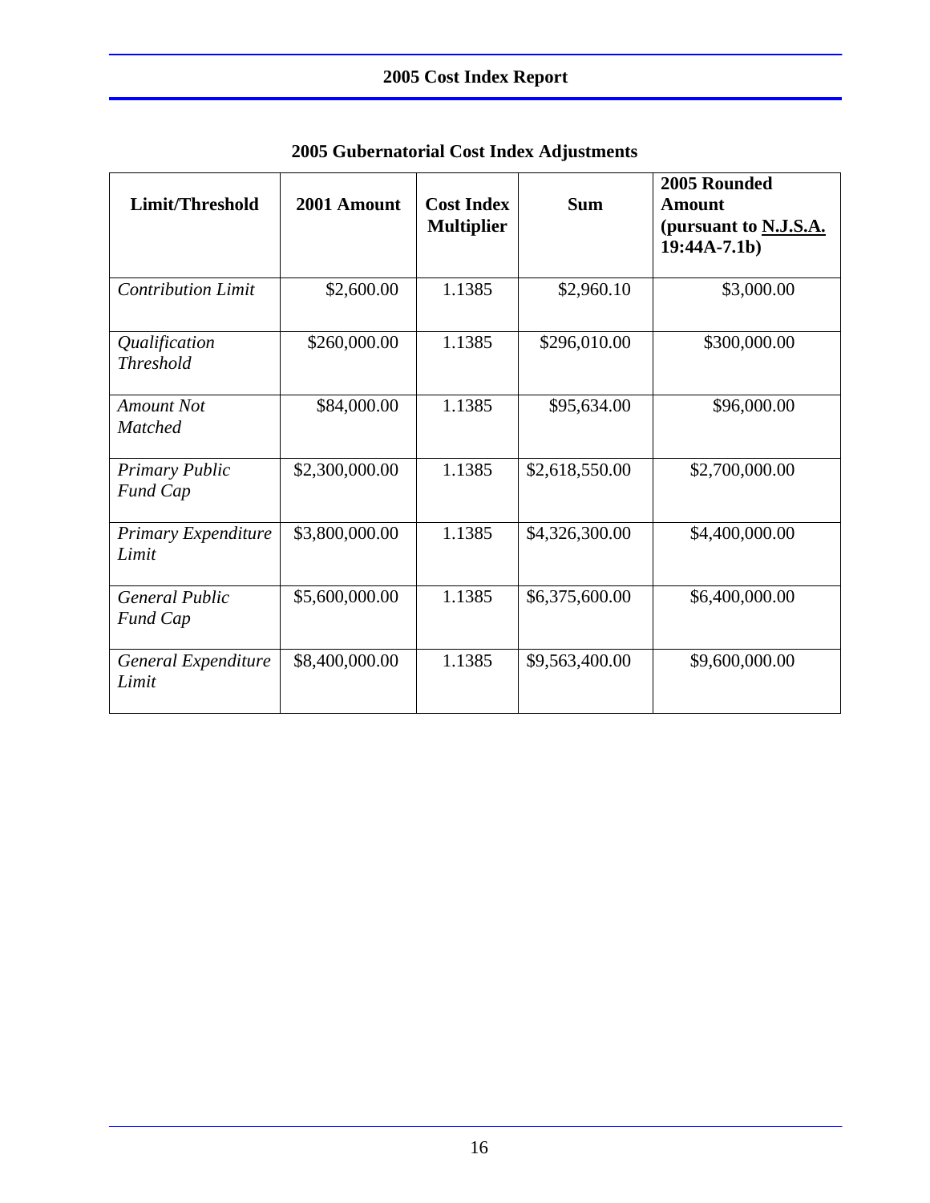## 2005 Gubernatorial Cost Index Adjustments

| Limit/Threshold | 2001 Amount | Cost Index Multiplier | Sum | 2005 Rounded Amount (pursuant to N.J.S.A. 19:44A-7.1b) |
|---|---|---|---|---|
| *Contribution Limit* | \$2,600.00 | 1.1385 | \$2,960.10 | \$3,000.00 |
| *Qualification Threshold* | \$260,000.00 | 1.1385 | \$296,010.00 | \$300,000.00 |
| *Amount Not Matched* | \$84,000.00 | 1.1385 | \$95,634.00 | \$96,000.00 |
| *Primary Public Fund Cap* | \$2,300,000.00 | 1.1385 | \$2,618,550.00 | \$2,700,000.00 |
| *Primary Expenditure Limit* | \$3,800,000.00 | 1.1385 | \$4,326,300.00 | \$4,400,000.00 |
| *General Public Fund Cap* | \$5,600,000.00 | 1.1385 | \$6,375,600.00 | \$6,400,000.00 |
| *General Expenditure Limit* | \$8,400,000.00 | 1.1385 | \$9,563,400.00 | \$9,600,000.00 |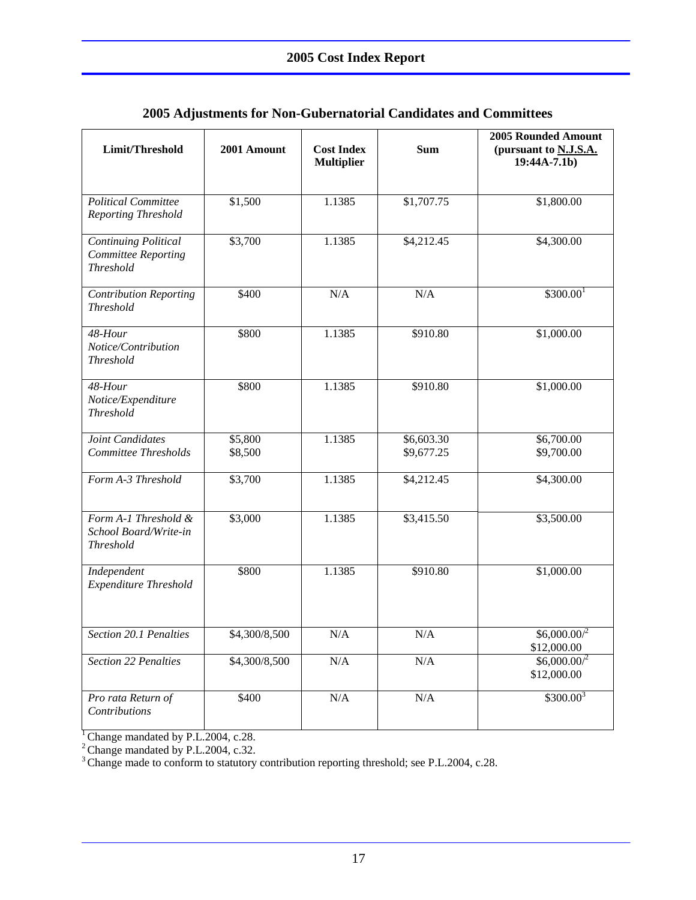## 2005 Adjustments for Non-Gubernatorial Candidates and Committees

| Limit/Threshold | 2001 Amount | Cost Index Multiplier | Sum | 2005 Rounded Amount (pursuant to N.J.S.A. 19:44A-7.1b) |
|---|---|---|---|---|
| *Political Committee Reporting Threshold* | \$1,500 | 1.1385 | \$1,707.75 | \$1,800.00 |
| *Continuing Political Committee Reporting Threshold* | \$3,700 | 1.1385 | \$4,212.45 | \$4,300.00 |
| *Contribution Reporting Threshold* | \$400 | N/A | N/A | \$300.00[1] |
| *48-Hour Notice/Contribution Threshold* | \$800 | 1.1385 | \$910.80 | \$1,000.00 |
| *48-Hour Notice/Expenditure Threshold* | \$800 | 1.1385 | \$910.80 | \$1,000.00 |
| *Joint Candidates Committee Thresholds* | \$5,800<br>\$8,500 | 1.1385 | \$6,603.30<br>\$9,677.25 | \$6,700.00<br>\$9,700.00 |
| *Form A-3 Threshold* | \$3,700 | 1.1385 | \$4,212.45 | \$4,300.00 |
| *Form A-1 Threshold & School Board/Write-in Threshold* | \$3,000 | 1.1385 | \$3,415.50 | \$3,500.00 |
| *Independent Expenditure Threshold* | \$800 | 1.1385 | \$910.80 | \$1,000.00 |
| *Section 20.1 Penalties* | \$4,300/8,500 | N/A | N/A | \$6,000.00/[2]<br>\$12,000.00 |
| *Section 22 Penalties* | \$4,300/8,500 | N/A | N/A | \$6,000.00/[2]<br>\$12,000.00 |
| *Pro rata Return of Contributions* | \$400 | N/A | N/A | \$300.00[3] |

[1] Change mandated by P.L.2004, c.28.
[2] Change mandated by P.L.2004, c.32.
[3] Change made to conform to statutory contribution reporting threshold; see P.L.2004, c.28.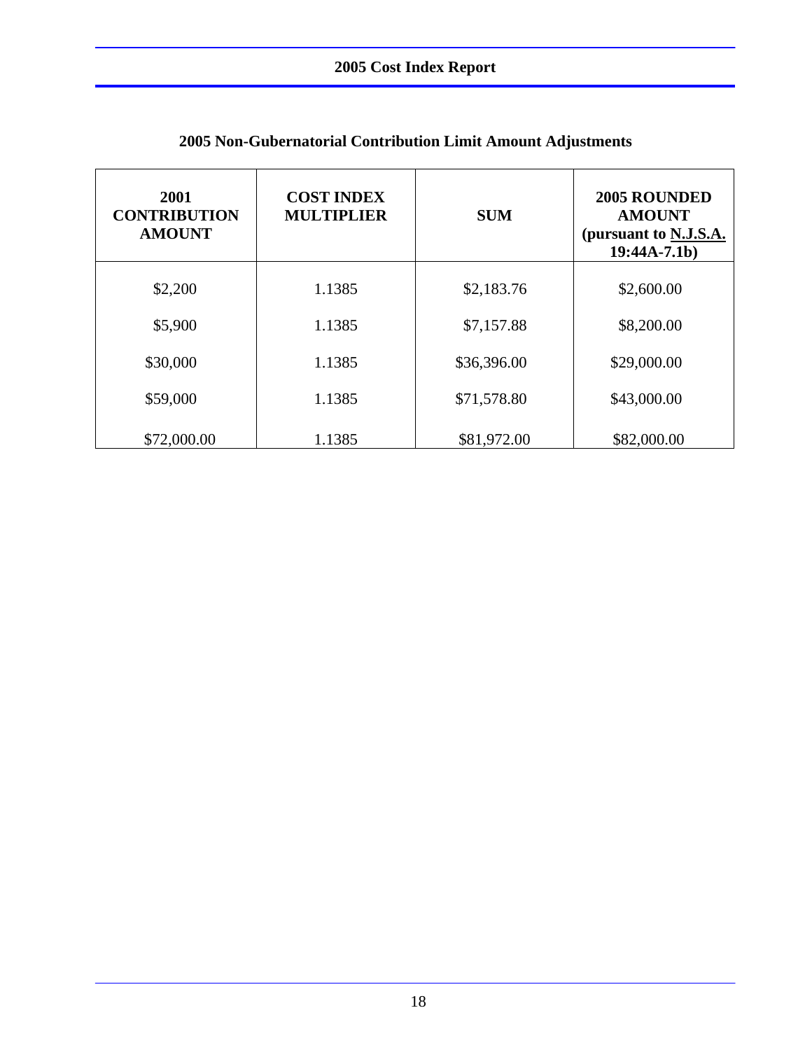## 2005 Non-Gubernatorial Contribution Limit Amount Adjustments

| 2001 CONTRIBUTION AMOUNT | COST INDEX MULTIPLIER | SUM | 2005 ROUNDED AMOUNT (pursuant to N.J.S.A. 19:44A-7.1b) |
|---|---|---|---|
| $2,200 | 1.1385 | $2,183.76 | $2,600.00 |
| $5,900 | 1.1385 | $7,157.88 | $8,200.00 |
| $30,000 | 1.1385 | $36,396.00 | $29,000.00 |
| $59,000 | 1.1385 | $71,578.80 | $43,000.00 |
| $72,000.00 | 1.1385 | $81,972.00 | $82,000.00 |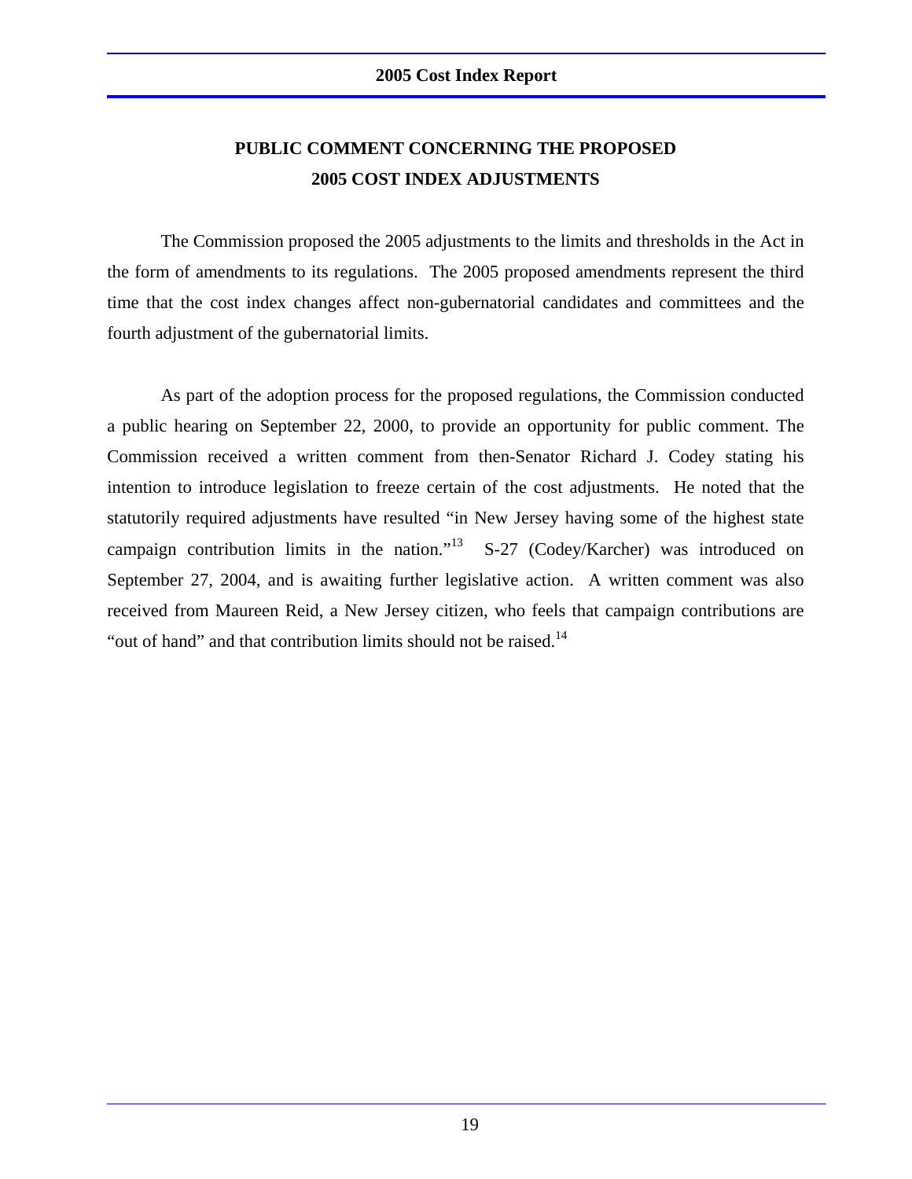## PUBLIC COMMENT CONCERNING THE PROPOSED 2005 COST INDEX ADJUSTMENTS

The Commission proposed the 2005 adjustments to the limits and thresholds in the Act in the form of amendments to its regulations. The 2005 proposed amendments represent the third time that the cost index changes affect non-gubernatorial candidates and committees and the fourth adjustment of the gubernatorial limits.

As part of the adoption process for the proposed regulations, the Commission conducted a public hearing on September 22, 2000, to provide an opportunity for public comment. The Commission received a written comment from then-Senator Richard J. Codey stating his intention to introduce legislation to freeze certain of the cost adjustments. He noted that the statutorily required adjustments have resulted "in New Jersey having some of the highest state campaign contribution limits in the nation."[13] S-27 (Codey/Karcher) was introduced on September 27, 2004, and is awaiting further legislative action. A written comment was also received from Maureen Reid, a New Jersey citizen, who feels that campaign contributions are "out of hand" and that contribution limits should not be raised.[14]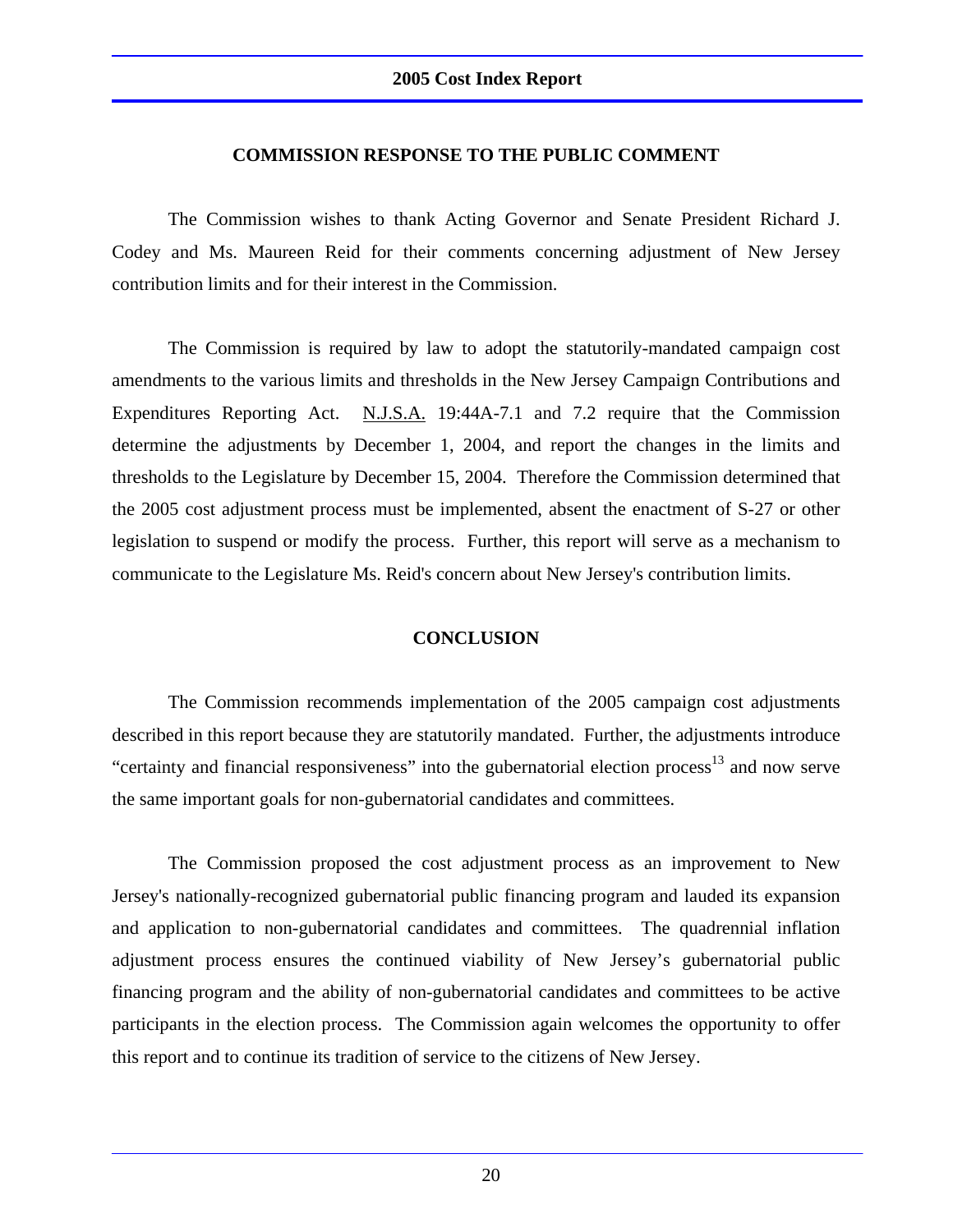## COMMISSION RESPONSE TO THE PUBLIC COMMENT

The Commission wishes to thank Acting Governor and Senate President Richard J. Codey and Ms. Maureen Reid for their comments concerning adjustment of New Jersey contribution limits and for their interest in the Commission.

The Commission is required by law to adopt the statutorily-mandated campaign cost amendments to the various limits and thresholds in the New Jersey Campaign Contributions and Expenditures Reporting Act. N.J.S.A. 19:44A-7.1 and 7.2 require that the Commission determine the adjustments by December 1, 2004, and report the changes in the limits and thresholds to the Legislature by December 15, 2004. Therefore the Commission determined that the 2005 cost adjustment process must be implemented, absent the enactment of S-27 or other legislation to suspend or modify the process. Further, this report will serve as a mechanism to communicate to the Legislature Ms. Reid's concern about New Jersey's contribution limits.

## CONCLUSION

The Commission recommends implementation of the 2005 campaign cost adjustments described in this report because they are statutorily mandated. Further, the adjustments introduce "certainty and financial responsiveness" into the gubernatorial election process[13] and now serve the same important goals for non-gubernatorial candidates and committees.

The Commission proposed the cost adjustment process as an improvement to New Jersey's nationally-recognized gubernatorial public financing program and lauded its expansion and application to non-gubernatorial candidates and committees. The quadrennial inflation adjustment process ensures the continued viability of New Jersey's gubernatorial public financing program and the ability of non-gubernatorial candidates and committees to be active participants in the election process. The Commission again welcomes the opportunity to offer this report and to continue its tradition of service to the citizens of New Jersey.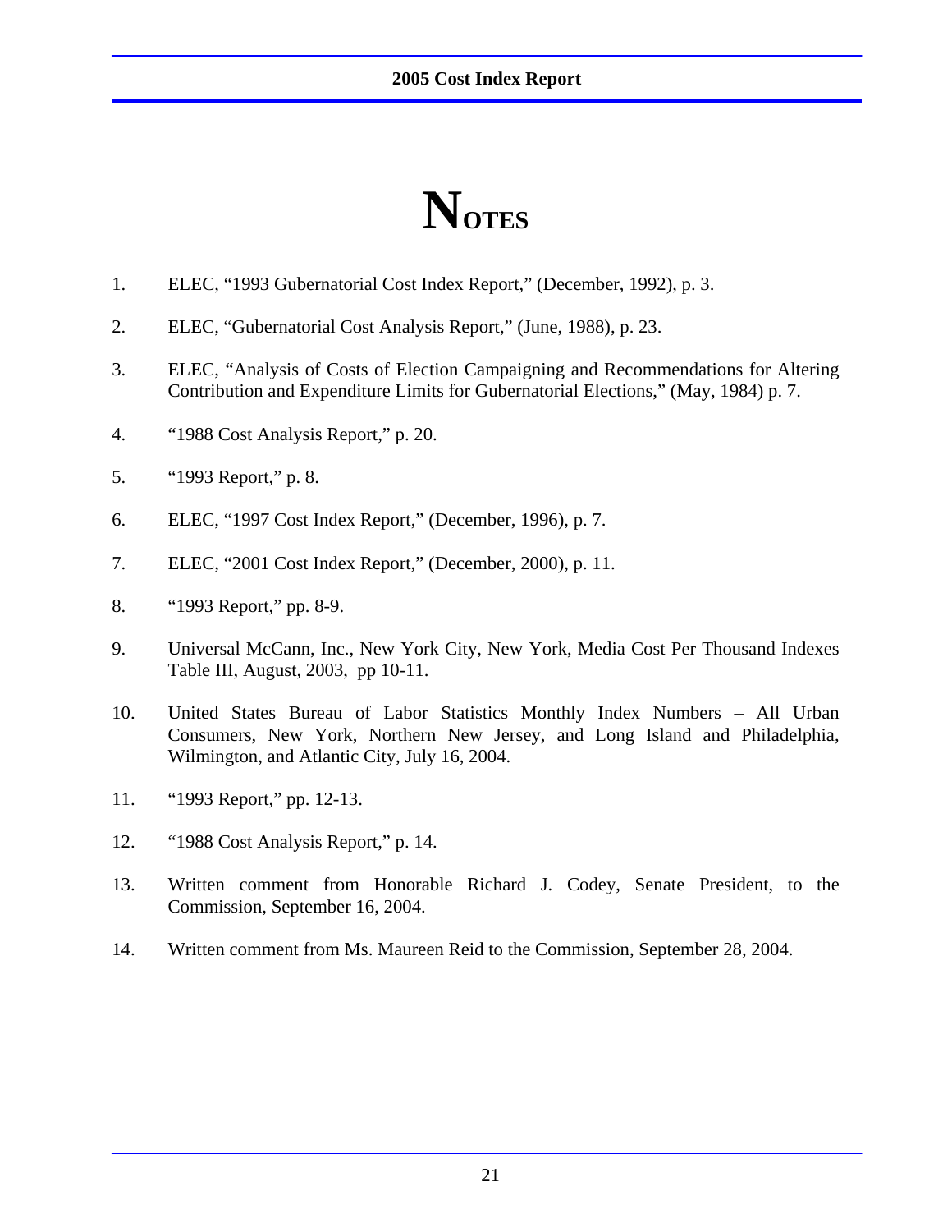# NOTES

1. ELEC, "1993 Gubernatorial Cost Index Report," (December, 1992), p. 3.

2. ELEC, "Gubernatorial Cost Analysis Report," (June, 1988), p. 23.

3. ELEC, "Analysis of Costs of Election Campaigning and Recommendations for Altering Contribution and Expenditure Limits for Gubernatorial Elections," (May, 1984) p. 7.

4. "1988 Cost Analysis Report," p. 20.

5. "1993 Report," p. 8.

6. ELEC, "1997 Cost Index Report," (December, 1996), p. 7.

7. ELEC, "2001 Cost Index Report," (December, 2000), p. 11.

8. "1993 Report," pp. 8-9.

9. Universal McCann, Inc., New York City, New York, Media Cost Per Thousand Indexes Table III, August, 2003, pp 10-11.

10. United States Bureau of Labor Statistics Monthly Index Numbers – All Urban Consumers, New York, Northern New Jersey, and Long Island and Philadelphia, Wilmington, and Atlantic City, July 16, 2004.

11. "1993 Report," pp. 12-13.

12. "1988 Cost Analysis Report," p. 14.

13. Written comment from Honorable Richard J. Codey, Senate President, to the Commission, September 16, 2004.

14. Written comment from Ms. Maureen Reid to the Commission, September 28, 2004.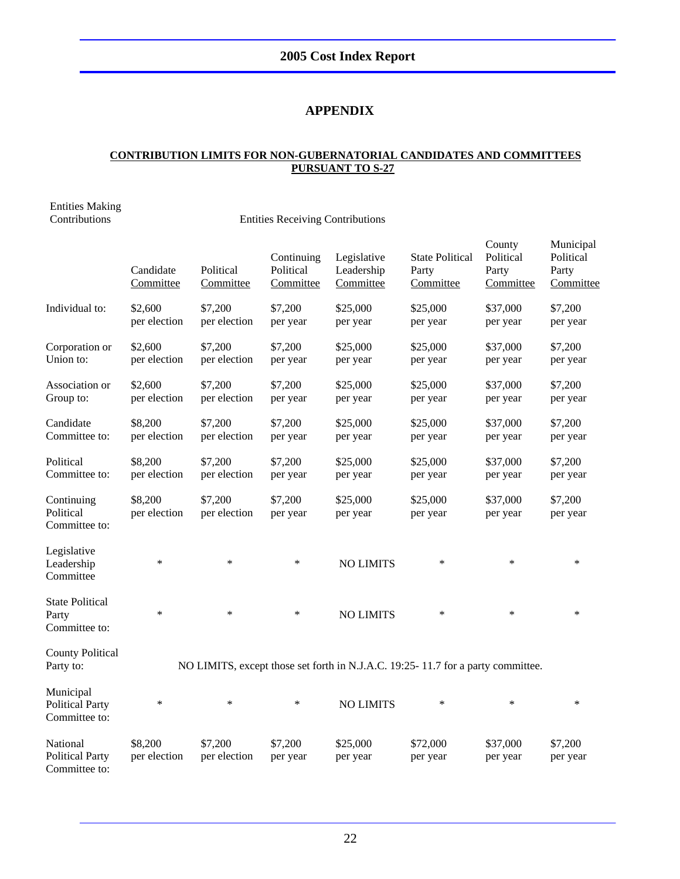## APPENDIX

**CONTRIBUTION LIMITS FOR NON-GUBERNATORIAL CANDIDATES AND COMMITTEES PURSUANT TO S-27**

| Entities Making Contributions | Entities Receiving Contributions | | | | | | |
|---|---|---|---|---|---|---|---|
| | Candidate Committee | Political Committee | Continuing Political Committee | Legislative Leadership Committee | State Political Party Committee | County Political Party Committee | Municipal Political Party Committee |
| Individual to: | $2,600 per election | $7,200 per election | $7,200 per year | $25,000 per year | $25,000 per year | $37,000 per year | $7,200 per year |
| Corporation or Union to: | $2,600 per election | $7,200 per election | $7,200 per year | $25,000 per year | $25,000 per year | $37,000 per year | $7,200 per year |
| Association or Group to: | $2,600 per election | $7,200 per election | $7,200 per year | $25,000 per year | $25,000 per year | $37,000 per year | $7,200 per year |
| Candidate Committee to: | $8,200 per election | $7,200 per election | $7,200 per year | $25,000 per year | $25,000 per year | $37,000 per year | $7,200 per year |
| Political Committee to: | $8,200 per election | $7,200 per election | $7,200 per year | $25,000 per year | $25,000 per year | $37,000 per year | $7,200 per year |
| Continuing Political Committee to: | $8,200 per election | $7,200 per election | $7,200 per year | $25,000 per year | $25,000 per year | $37,000 per year | $7,200 per year |
| Legislative Leadership Committee | * | * | * | NO LIMITS | * | * | * |
| State Political Party Committee to: | * | * | * | NO LIMITS | * | * | * |
| County Political Party to: | NO LIMITS, except those set forth in N.J.A.C. 19:25- 11.7 for a party committee. | | | | | | |
| Municipal Political Party Committee to: | * | * | * | NO LIMITS | * | * | * |
| National Political Party Committee to: | $8,200 per election | $7,200 per election | $7,200 per year | $25,000 per year | $72,000 per year | $37,000 per year | $7,200 per year |